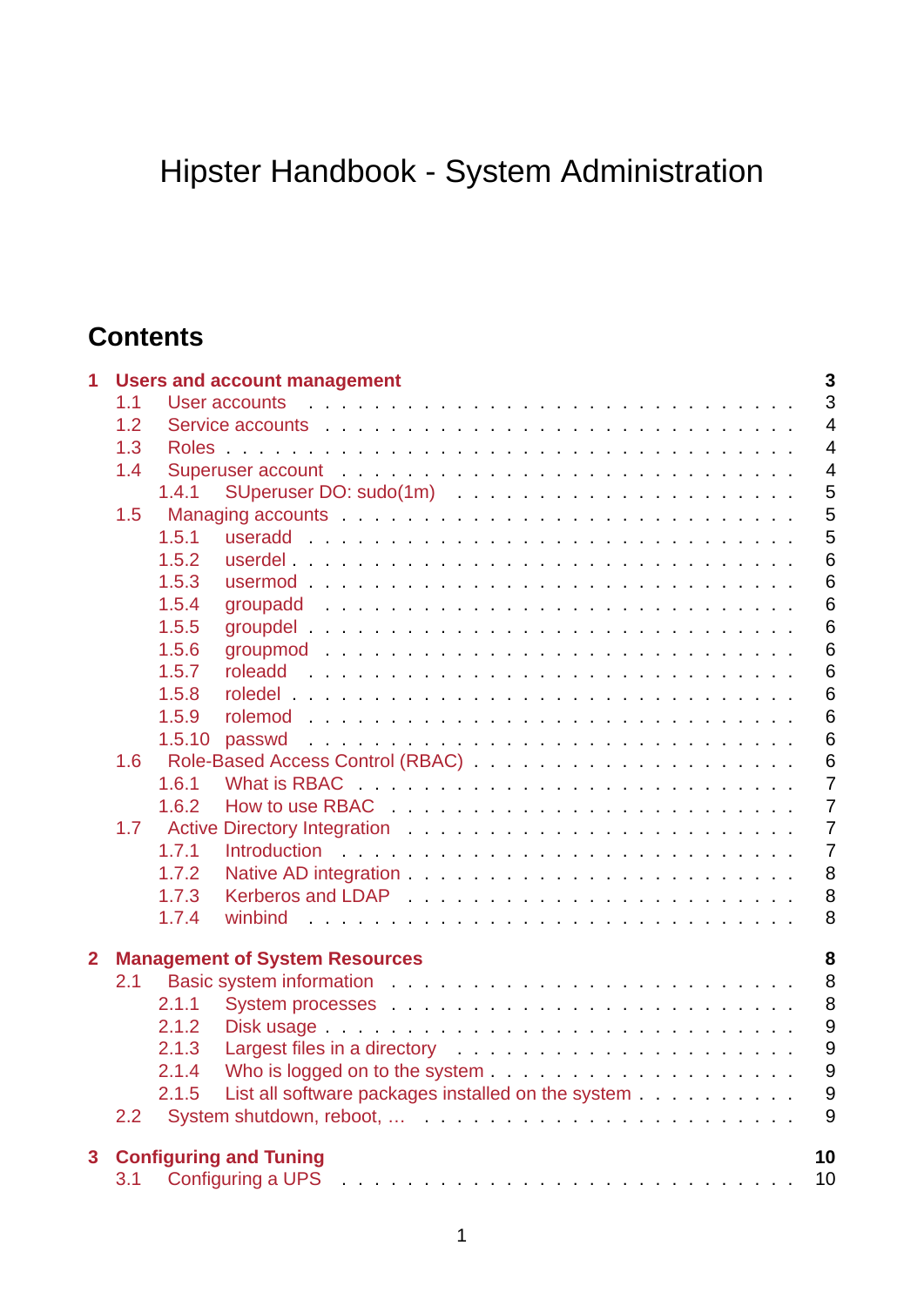# Hipster Handbook - System Administration

## Contents

**1 Users and account management** — **3**

- 1.1 User accounts — 3
- 1.2 Service accounts — 4
- 1.3 Roles — 4
- 1.4 Superuser account — 4
  - 1.4.1 SUperuser DO: sudo(1m) — 5
- 1.5 Managing accounts — 5
  - 1.5.1 useradd — 5
  - 1.5.2 userdel — 6
  - 1.5.3 usermod — 6
  - 1.5.4 groupadd — 6
  - 1.5.5 groupdel — 6
  - 1.5.6 groupmod — 6
  - 1.5.7 roleadd — 6
  - 1.5.8 roledel — 6
  - 1.5.9 rolemod — 6
  - 1.5.10 passwd — 6
- 1.6 Role-Based Access Control (RBAC) — 6
  - 1.6.1 What is RBAC — 7
  - 1.6.2 How to use RBAC — 7
- 1.7 Active Directory Integration — 7
  - 1.7.1 Introduction — 7
  - 1.7.2 Native AD integration — 8
  - 1.7.3 Kerberos and LDAP — 8
  - 1.7.4 winbind — 8

**2 Management of System Resources** — **8**

- 2.1 Basic system information — 8
  - 2.1.1 System processes — 8
  - 2.1.2 Disk usage — 9
  - 2.1.3 Largest files in a directory — 9
  - 2.1.4 Who is logged on to the system — 9
  - 2.1.5 List all software packages installed on the system — 9
- 2.2 System shutdown, reboot, … — 9

**3 Configuring and Tuning** — **10**

- 3.1 Configuring a UPS — 10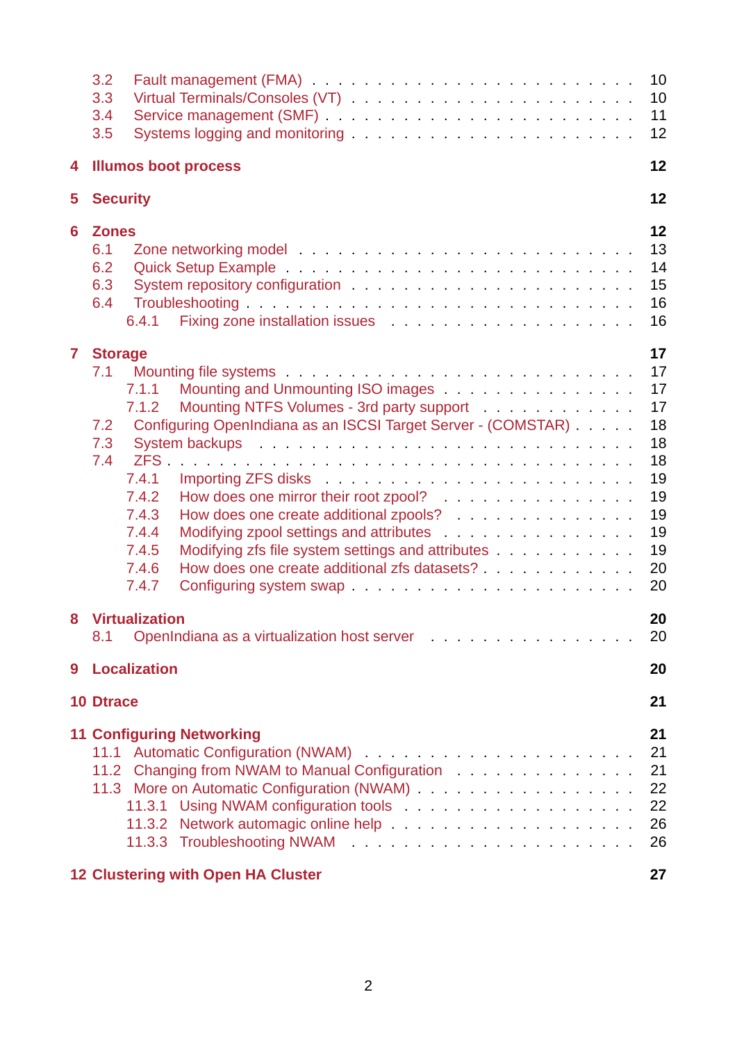- 3.2 Fault management (FMA) . . . . . . . . . . 10
- 3.3 Virtual Terminals/Consoles (VT) . . . . . . . . . . 10
- 3.4 Service management (SMF) . . . . . . . . . . 11
- 3.5 Systems logging and monitoring . . . . . . . . . . 12

**4 Illumos boot process** **12**

**5 Security** **12**

**6 Zones** **12**

- 6.1 Zone networking model . . . . . . . . . . 13
- 6.2 Quick Setup Example . . . . . . . . . . 14
- 6.3 System repository configuration . . . . . . . . . . 15
- 6.4 Troubleshooting . . . . . . . . . . 16
  - 6.4.1 Fixing zone installation issues . . . . . . . . . . 16

**7 Storage** **17**

- 7.1 Mounting file systems . . . . . . . . . . 17
  - 7.1.1 Mounting and Unmounting ISO images . . . . . . . . . . 17
  - 7.1.2 Mounting NTFS Volumes - 3rd party support . . . . . . . . . . 17
- 7.2 Configuring OpenIndiana as an ISCSI Target Server - (COMSTAR) . . . . . 18
- 7.3 System backups . . . . . . . . . . 18
- 7.4 ZFS . . . . . . . . . . 18
  - 7.4.1 Importing ZFS disks . . . . . . . . . . 19
  - 7.4.2 How does one mirror their root zpool? . . . . . . . . . . 19
  - 7.4.3 How does one create additional zpools? . . . . . . . . . . 19
  - 7.4.4 Modifying zpool settings and attributes . . . . . . . . . . 19
  - 7.4.5 Modifying zfs file system settings and attributes . . . . . . . . . . 19
  - 7.4.6 How does one create additional zfs datasets? . . . . . . . . . . 20
  - 7.4.7 Configuring system swap . . . . . . . . . . 20

**8 Virtualization** **20**

- 8.1 OpenIndiana as a virtualization host server . . . . . . . . . . 20

**9 Localization** **20**

**10 Dtrace** **21**

**11 Configuring Networking** **21**

- 11.1 Automatic Configuration (NWAM) . . . . . . . . . . 21
- 11.2 Changing from NWAM to Manual Configuration . . . . . . . . . . 21
- 11.3 More on Automatic Configuration (NWAM) . . . . . . . . . . 22
  - 11.3.1 Using NWAM configuration tools . . . . . . . . . . 22
  - 11.3.2 Network automagic online help . . . . . . . . . . 26
  - 11.3.3 Troubleshooting NWAM . . . . . . . . . . 26

**12 Clustering with Open HA Cluster** **27**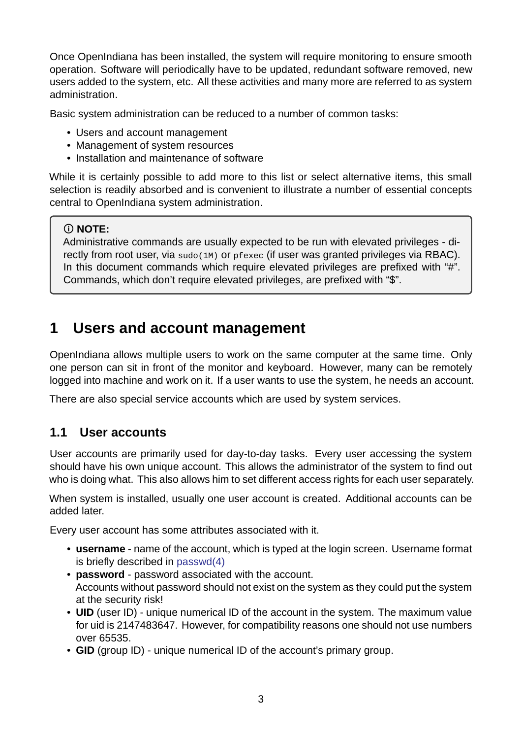Once OpenIndiana has been installed, the system will require monitoring to ensure smooth operation. Software will periodically have to be updated, redundant software removed, new users added to the system, etc. All these activities and many more are referred to as system administration.

Basic system administration can be reduced to a number of common tasks:

- Users and account management
- Management of system resources
- Installation and maintenance of software

While it is certainly possible to add more to this list or select alternative items, this small selection is readily absorbed and is convenient to illustrate a number of essential concepts central to OpenIndiana system administration.

> ⓘ **NOTE:**
> Administrative commands are usually expected to be run with elevated privileges - directly from root user, via `sudo(1M)` or `pfexec` (if user was granted privileges via RBAC). In this document commands which require elevated privileges are prefixed with "#". Commands, which don't require elevated privileges, are prefixed with "$".

# 1 Users and account management

OpenIndiana allows multiple users to work on the same computer at the same time. Only one person can sit in front of the monitor and keyboard. However, many can be remotely logged into machine and work on it. If a user wants to use the system, he needs an account.

There are also special service accounts which are used by system services.

## 1.1 User accounts

User accounts are primarily used for day-to-day tasks. Every user accessing the system should have his own unique account. This allows the administrator of the system to find out who is doing what. This also allows him to set different access rights for each user separately.

When system is installed, usually one user account is created. Additional accounts can be added later.

Every user account has some attributes associated with it.

- **username** - name of the account, which is typed at the login screen. Username format is briefly described in passwd(4)
- **password** - password associated with the account.
  Accounts without password should not exist on the system as they could put the system at the security risk!
- **UID** (user ID) - unique numerical ID of the account in the system. The maximum value for uid is 2147483647. However, for compatibility reasons one should not use numbers over 65535.
- **GID** (group ID) - unique numerical ID of the account's primary group.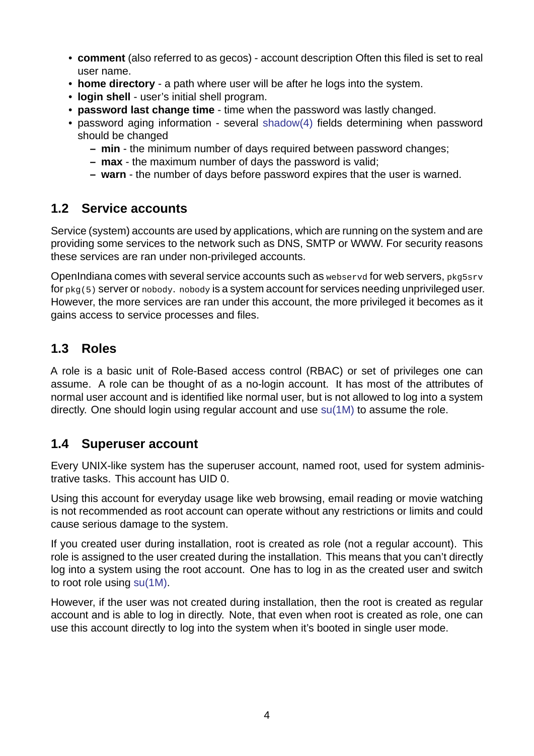- **comment** (also referred to as gecos) - account description Often this filed is set to real user name.
- **home directory** - a path where user will be after he logs into the system.
- **login shell** - user's initial shell program.
- **password last change time** - time when the password was lastly changed.
- password aging information - several shadow(4) fields determining when password should be changed
  - **min** - the minimum number of days required between password changes;
  - **max** - the maximum number of days the password is valid;
  - **warn** - the number of days before password expires that the user is warned.

## 1.2 Service accounts

Service (system) accounts are used by applications, which are running on the system and are providing some services to the network such as DNS, SMTP or WWW. For security reasons these services are ran under non-privileged accounts.

OpenIndiana comes with several service accounts such as `webservd` for web servers, `pkg5srv` for `pkg(5)` server or `nobody`. `nobody` is a system account for services needing unprivileged user. However, the more services are ran under this account, the more privileged it becomes as it gains access to service processes and files.

## 1.3 Roles

A role is a basic unit of Role-Based access control (RBAC) or set of privileges one can assume. A role can be thought of as a no-login account. It has most of the attributes of normal user account and is identified like normal user, but is not allowed to log into a system directly. One should login using regular account and use su(1M) to assume the role.

## 1.4 Superuser account

Every UNIX-like system has the superuser account, named root, used for system administrative tasks. This account has UID 0.

Using this account for everyday usage like web browsing, email reading or movie watching is not recommended as root account can operate without any restrictions or limits and could cause serious damage to the system.

If you created user during installation, root is created as role (not a regular account). This role is assigned to the user created during the installation. This means that you can't directly log into a system using the root account. One has to log in as the created user and switch to root role using su(1M).

However, if the user was not created during installation, then the root is created as regular account and is able to log in directly. Note, that even when root is created as role, one can use this account directly to log into the system when it's booted in single user mode.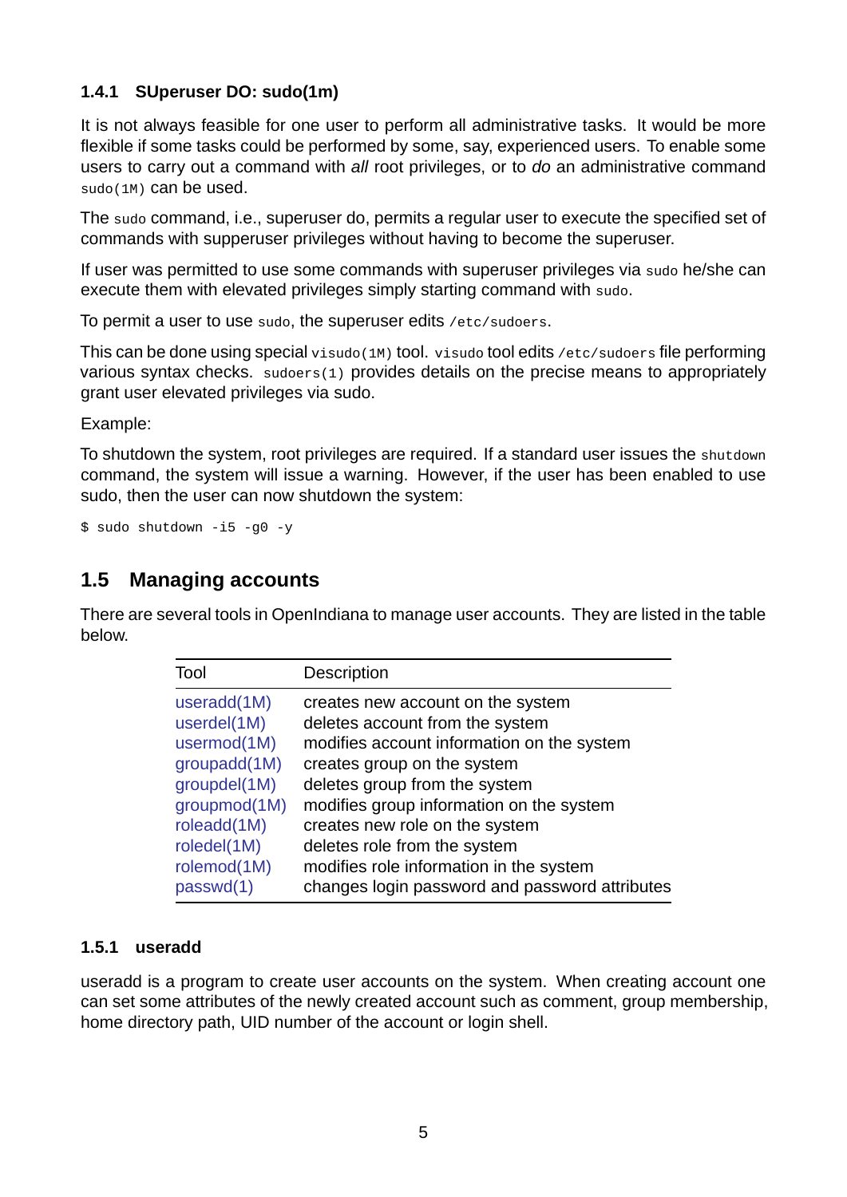### 1.4.1 SUperuser DO: sudo(1m)

It is not always feasible for one user to perform all administrative tasks. It would be more flexible if some tasks could be performed by some, say, experienced users. To enable some users to carry out a command with *all* root privileges, or to *do* an administrative command `sudo(1M)` can be used.

The `sudo` command, i.e., superuser do, permits a regular user to execute the specified set of commands with supperuser privileges without having to become the superuser.

If user was permitted to use some commands with superuser privileges via `sudo` he/she can execute them with elevated privileges simply starting command with `sudo`.

To permit a user to use `sudo`, the superuser edits `/etc/sudoers`.

This can be done using special `visudo(1M)` tool. `visudo` tool edits `/etc/sudoers` file performing various syntax checks. `sudoers(1)` provides details on the precise means to appropriately grant user elevated privileges via sudo.

Example:

To shutdown the system, root privileges are required. If a standard user issues the `shutdown` command, the system will issue a warning. However, if the user has been enabled to use sudo, then the user can now shutdown the system:

```
$ sudo shutdown -i5 -g0 -y
```

## 1.5 Managing accounts

There are several tools in OpenIndiana to manage user accounts. They are listed in the table below.

| Tool | Description |
|---|---|
| useradd(1M) | creates new account on the system |
| userdel(1M) | deletes account from the system |
| usermod(1M) | modifies account information on the system |
| groupadd(1M) | creates group on the system |
| groupdel(1M) | deletes group from the system |
| groupmod(1M) | modifies group information on the system |
| roleadd(1M) | creates new role on the system |
| roledel(1M) | deletes role from the system |
| rolemod(1M) | modifies role information in the system |
| passwd(1) | changes login password and password attributes |

### 1.5.1 useradd

useradd is a program to create user accounts on the system. When creating account one can set some attributes of the newly created account such as comment, group membership, home directory path, UID number of the account or login shell.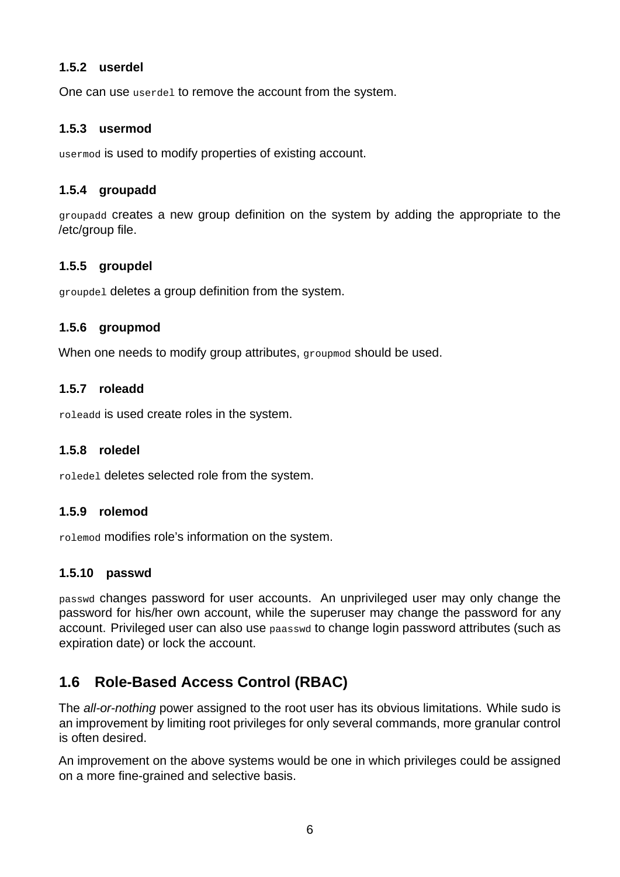### 1.5.2 userdel

One can use `userdel` to remove the account from the system.

### 1.5.3 usermod

`usermod` is used to modify properties of existing account.

### 1.5.4 groupadd

`groupadd` creates a new group definition on the system by adding the appropriate to the /etc/group file.

### 1.5.5 groupdel

`groupdel` deletes a group definition from the system.

### 1.5.6 groupmod

When one needs to modify group attributes, `groupmod` should be used.

### 1.5.7 roleadd

`roleadd` is used create roles in the system.

### 1.5.8 roledel

`roledel` deletes selected role from the system.

### 1.5.9 rolemod

`rolemod` modifies role's information on the system.

### 1.5.10 passwd

`passwd` changes password for user accounts. An unprivileged user may only change the password for his/her own account, while the superuser may change the password for any account. Privileged user can also use `paasswd` to change login password attributes (such as expiration date) or lock the account.

## 1.6 Role-Based Access Control (RBAC)

The *all-or-nothing* power assigned to the root user has its obvious limitations. While sudo is an improvement by limiting root privileges for only several commands, more granular control is often desired.

An improvement on the above systems would be one in which privileges could be assigned on a more fine-grained and selective basis.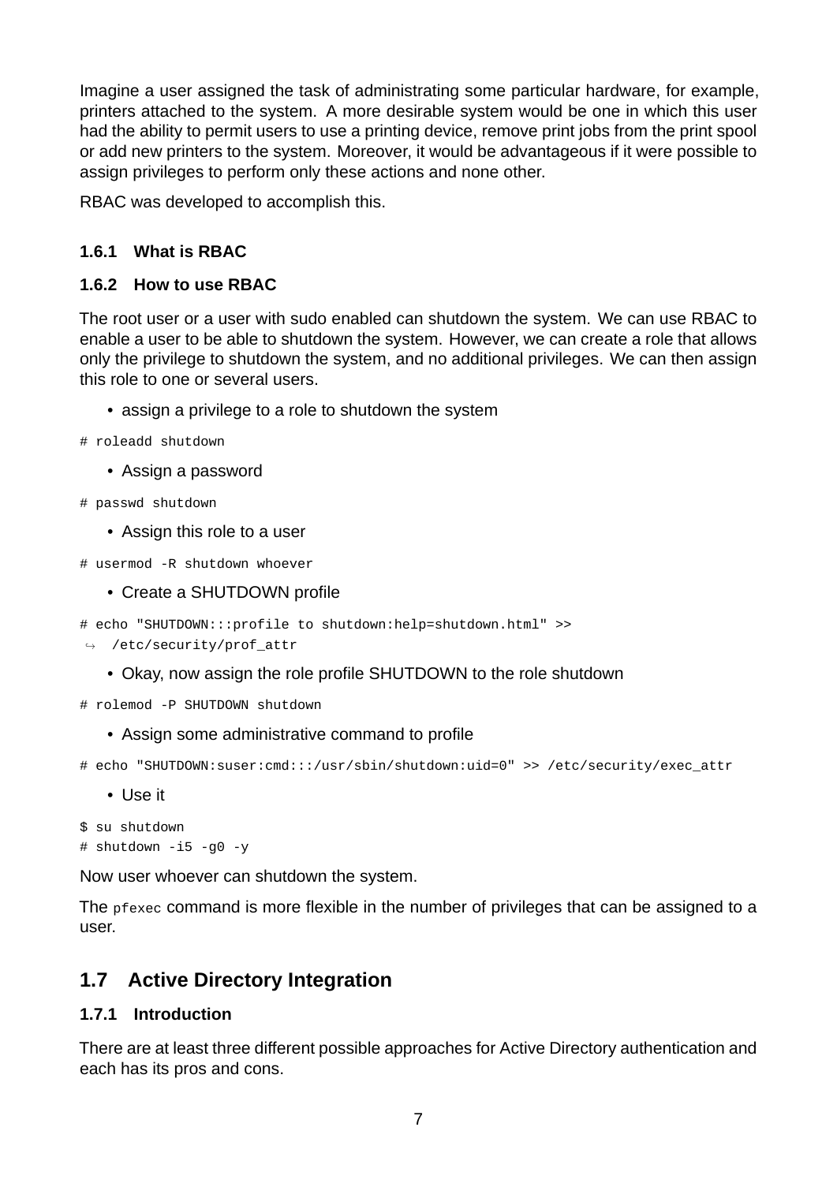Imagine a user assigned the task of administrating some particular hardware, for example, printers attached to the system. A more desirable system would be one in which this user had the ability to permit users to use a printing device, remove print jobs from the print spool or add new printers to the system. Moreover, it would be advantageous if it were possible to assign privileges to perform only these actions and none other.

RBAC was developed to accomplish this.

### 1.6.1 What is RBAC

### 1.6.2 How to use RBAC

The root user or a user with sudo enabled can shutdown the system. We can use RBAC to enable a user to be able to shutdown the system. However, we can create a role that allows only the privilege to shutdown the system, and no additional privileges. We can then assign this role to one or several users.

- assign a privilege to a role to shutdown the system

```
# roleadd shutdown
```

- Assign a password

```
# passwd shutdown
```

- Assign this role to a user

```
# usermod -R shutdown whoever
```

- Create a SHUTDOWN profile

```
# echo "SHUTDOWN:::profile to shutdown:help=shutdown.html" >>
↪  /etc/security/prof_attr
```

- Okay, now assign the role profile SHUTDOWN to the role shutdown

```
# rolemod -P SHUTDOWN shutdown
```

- Assign some administrative command to profile

```
# echo "SHUTDOWN:suser:cmd:::/usr/sbin/shutdown:uid=0" >> /etc/security/exec_attr
```

- Use it

```
$ su shutdown
# shutdown -i5 -g0 -y
```

Now user whoever can shutdown the system.

The `pfexec` command is more flexible in the number of privileges that can be assigned to a user.

## 1.7 Active Directory Integration

### 1.7.1 Introduction

There are at least three different possible approaches for Active Directory authentication and each has its pros and cons.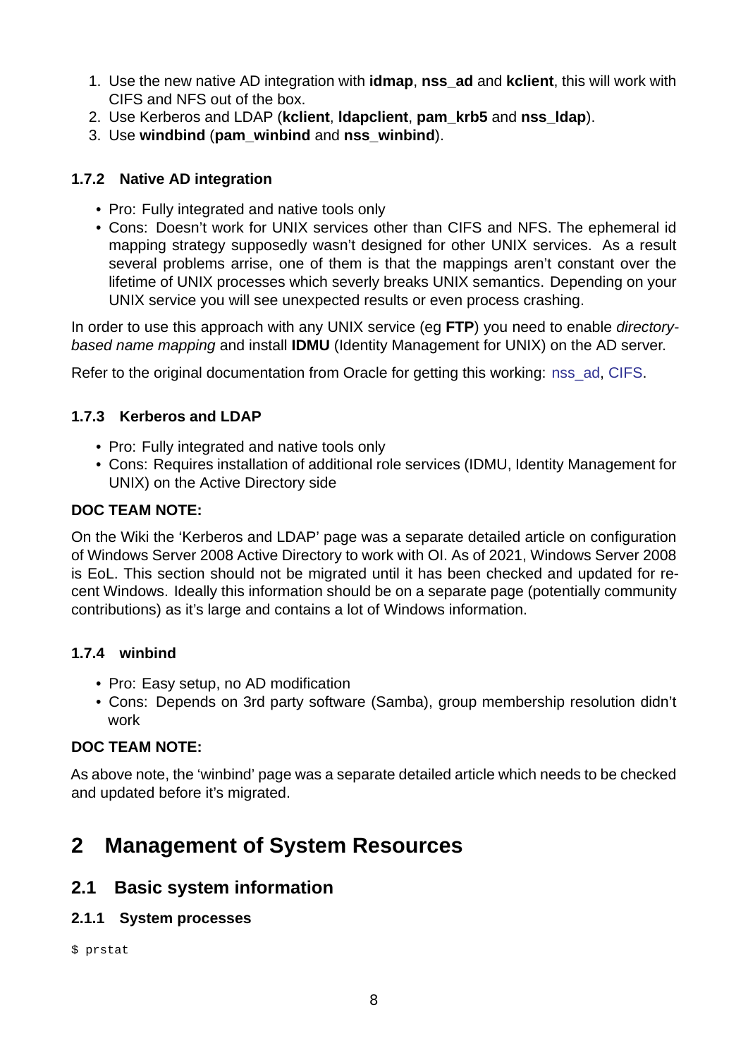1. Use the new native AD integration with **idmap**, **nss_ad** and **kclient**, this will work with CIFS and NFS out of the box.
2. Use Kerberos and LDAP (**kclient**, **ldapclient**, **pam_krb5** and **nss_ldap**).
3. Use **windbind** (**pam_winbind** and **nss_winbind**).

### 1.7.2 Native AD integration

- Pro: Fully integrated and native tools only
- Cons: Doesn't work for UNIX services other than CIFS and NFS. The ephemeral id mapping strategy supposedly wasn't designed for other UNIX services. As a result several problems arrise, one of them is that the mappings aren't constant over the lifetime of UNIX processes which severly breaks UNIX semantics. Depending on your UNIX service you will see unexpected results or even process crashing.

In order to use this approach with any UNIX service (eg **FTP**) you need to enable *directory-based name mapping* and install **IDMU** (Identity Management for UNIX) on the AD server.

Refer to the original documentation from Oracle for getting this working: nss_ad, CIFS.

### 1.7.3 Kerberos and LDAP

- Pro: Fully integrated and native tools only
- Cons: Requires installation of additional role services (IDMU, Identity Management for UNIX) on the Active Directory side

**DOC TEAM NOTE:**

On the Wiki the 'Kerberos and LDAP' page was a separate detailed article on configuration of Windows Server 2008 Active Directory to work with OI. As of 2021, Windows Server 2008 is EoL. This section should not be migrated until it has been checked and updated for recent Windows. Ideally this information should be on a separate page (potentially community contributions) as it's large and contains a lot of Windows information.

### 1.7.4 winbind

- Pro: Easy setup, no AD modification
- Cons: Depends on 3rd party software (Samba), group membership resolution didn't work

**DOC TEAM NOTE:**

As above note, the 'winbind' page was a separate detailed article which needs to be checked and updated before it's migrated.

# 2 Management of System Resources

## 2.1 Basic system information

### 2.1.1 System processes

```
$ prstat
```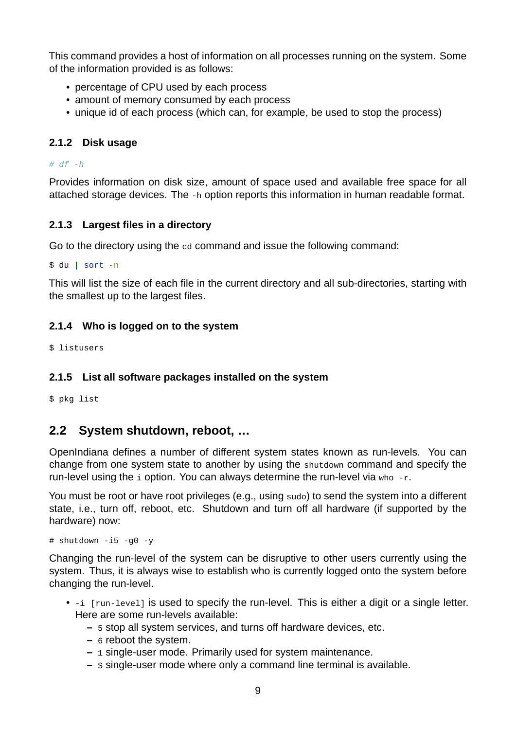This command provides a host of information on all processes running on the system. Some of the information provided is as follows:

- percentage of CPU used by each process
- amount of memory consumed by each process
- unique id of each process (which can, for example, be used to stop the process)

### 2.1.2 Disk usage

```
# df -h
```

Provides information on disk size, amount of space used and available free space for all attached storage devices. The `-h` option reports this information in human readable format.

### 2.1.3 Largest files in a directory

Go to the directory using the `cd` command and issue the following command:

```
$ du | sort -n
```

This will list the size of each file in the current directory and all sub-directories, starting with the smallest up to the largest files.

### 2.1.4 Who is logged on to the system

```
$ listusers
```

### 2.1.5 List all software packages installed on the system

```
$ pkg list
```

## 2.2 System shutdown, reboot, …

OpenIndiana defines a number of different system states known as run-levels. You can change from one system state to another by using the `shutdown` command and specify the run-level using the `i` option. You can always determine the run-level via `who -r`.

You must be root or have root privileges (e.g., using `sudo`) to send the system into a different state, i.e., turn off, reboot, etc. Shutdown and turn off all hardware (if supported by the hardware) now:

```
# shutdown -i5 -g0 -y
```

Changing the run-level of the system can be disruptive to other users currently using the system. Thus, it is always wise to establish who is currently logged onto the system before changing the run-level.

- `-i [run-level]` is used to specify the run-level. This is either a digit or a single letter. Here are some run-levels available:
  - `5` stop all system services, and turns off hardware devices, etc.
  - `6` reboot the system.
  - `1` single-user mode. Primarily used for system maintenance.
  - `S` single-user mode where only a command line terminal is available.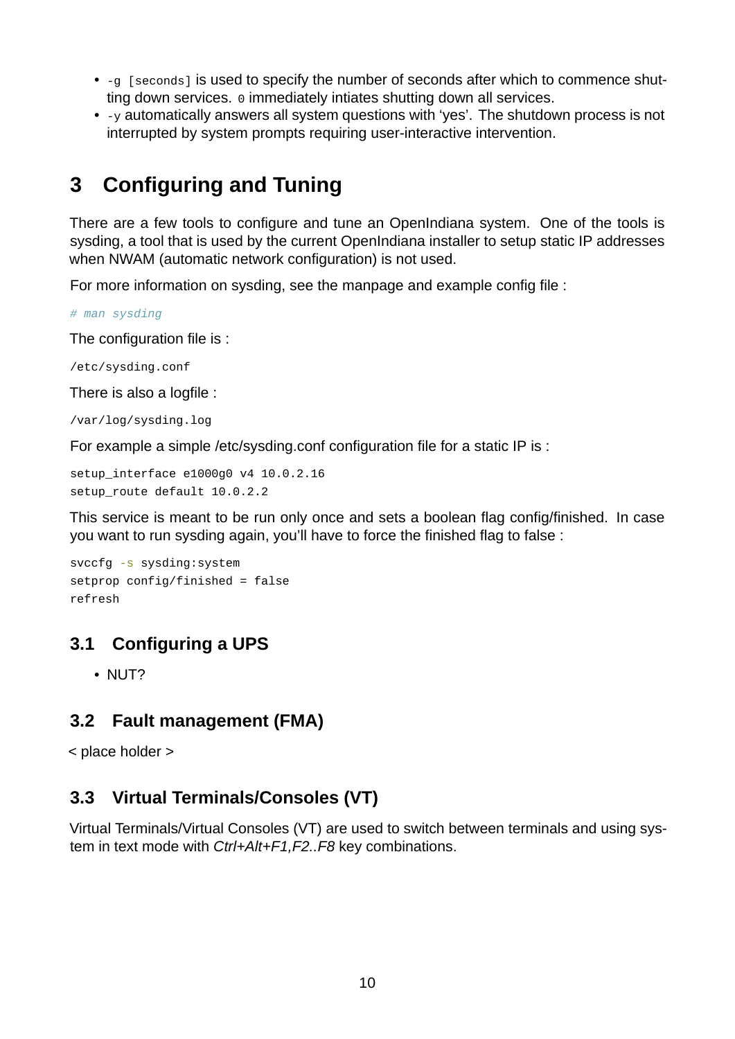- `-g [seconds]` is used to specify the number of seconds after which to commence shutting down services. `0` immediately intiates shutting down all services.
- `-y` automatically answers all system questions with 'yes'. The shutdown process is not interrupted by system prompts requiring user-interactive intervention.

# 3 Configuring and Tuning

There are a few tools to configure and tune an OpenIndiana system. One of the tools is sysding, a tool that is used by the current OpenIndiana installer to setup static IP addresses when NWAM (automatic network configuration) is not used.

For more information on sysding, see the manpage and example config file :

```
# man sysding
```

The configuration file is :

```
/etc/sysding.conf
```

There is also a logfile :

```
/var/log/sysding.log
```

For example a simple /etc/sysding.conf configuration file for a static IP is :

```
setup_interface e1000g0 v4 10.0.2.16
setup_route default 10.0.2.2
```

This service is meant to be run only once and sets a boolean flag config/finished. In case you want to run sysding again, you'll have to force the finished flag to false :

```
svccfg -s sysding:system
setprop config/finished = false
refresh
```

## 3.1 Configuring a UPS

- NUT?

## 3.2 Fault management (FMA)

< place holder >

## 3.3 Virtual Terminals/Consoles (VT)

Virtual Terminals/Virtual Consoles (VT) are used to switch between terminals and using system in text mode with *Ctrl+Alt+F1,F2..F8* key combinations.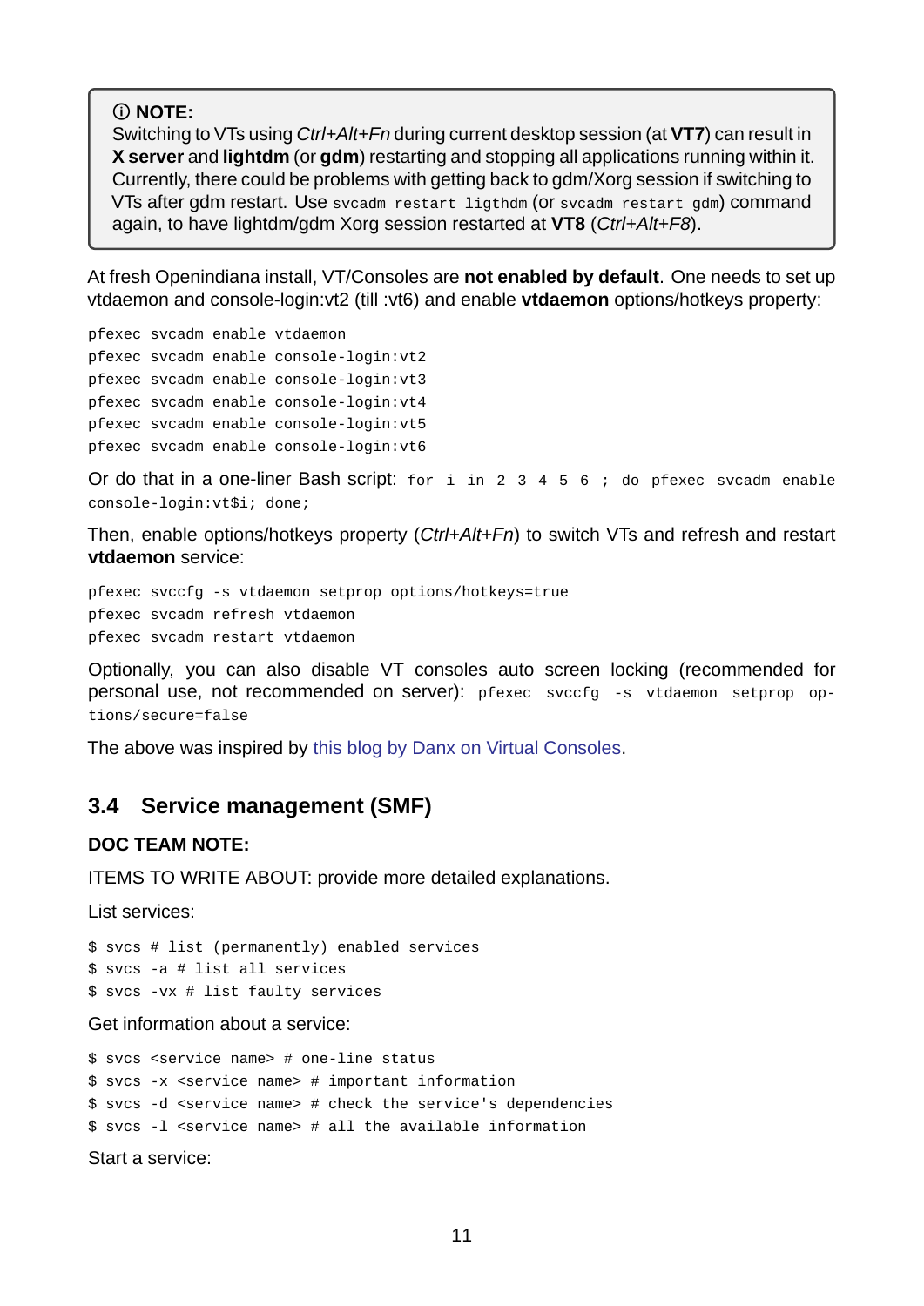> ⓘ **NOTE:**
> Switching to VTs using *Ctrl+Alt+Fn* during current desktop session (at **VT7**) can result in **X server** and **lightdm** (or **gdm**) restarting and stopping all applications running within it. Currently, there could be problems with getting back to gdm/Xorg session if switching to VTs after gdm restart. Use `svcadm restart ligthdm` (or `svcadm restart gdm`) command again, to have lightdm/gdm Xorg session restarted at **VT8** (*Ctrl+Alt+F8*).

At fresh Openindiana install, VT/Consoles are **not enabled by default**. One needs to set up vtdaemon and console-login:vt2 (till :vt6) and enable **vtdaemon** options/hotkeys property:

```
pfexec svcadm enable vtdaemon
pfexec svcadm enable console-login:vt2
pfexec svcadm enable console-login:vt3
pfexec svcadm enable console-login:vt4
pfexec svcadm enable console-login:vt5
pfexec svcadm enable console-login:vt6
```

Or do that in a one-liner Bash script: `for i in 2 3 4 5 6 ; do pfexec svcadm enable console-login:vt$i; done;`

Then, enable options/hotkeys property (*Ctrl+Alt+Fn*) to switch VTs and refresh and restart **vtdaemon** service:

```
pfexec svccfg -s vtdaemon setprop options/hotkeys=true
pfexec svcadm refresh vtdaemon
pfexec svcadm restart vtdaemon
```

Optionally, you can also disable VT consoles auto screen locking (recommended for personal use, not recommended on server): `pfexec svccfg -s vtdaemon setprop options/secure=false`

The above was inspired by this blog by Danx on Virtual Consoles.

## 3.4 Service management (SMF)

**DOC TEAM NOTE:**

ITEMS TO WRITE ABOUT: provide more detailed explanations.

List services:

```
$ svcs # list (permanently) enabled services
$ svcs -a # list all services
$ svcs -vx # list faulty services
```

Get information about a service:

```
$ svcs <service name> # one-line status
$ svcs -x <service name> # important information
$ svcs -d <service name> # check the service's dependencies
$ svcs -l <service name> # all the available information
```

Start a service: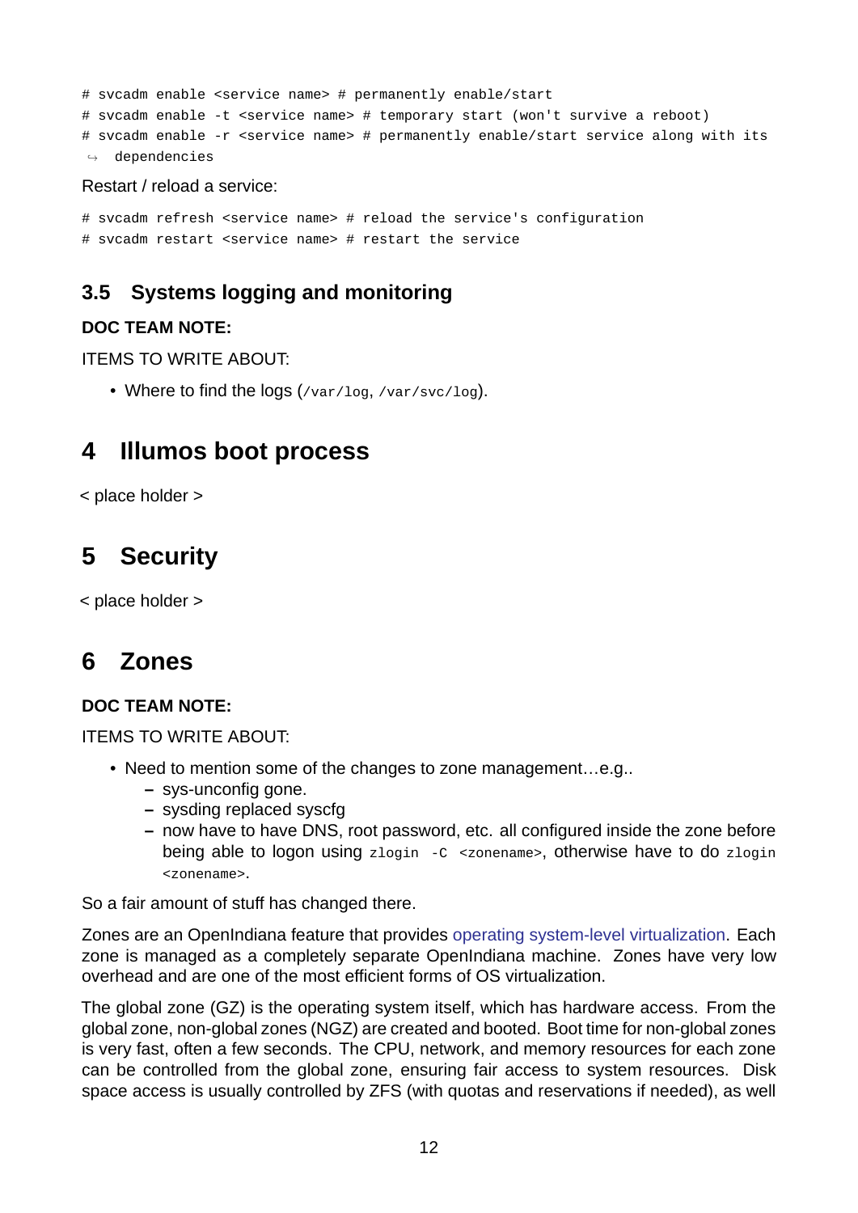```
# svcadm enable <service name> # permanently enable/start
# svcadm enable -t <service name> # temporary start (won't survive a reboot)
# svcadm enable -r <service name> # permanently enable/start service along with its
  dependencies
```

Restart / reload a service:

```
# svcadm refresh <service name> # reload the service's configuration
# svcadm restart <service name> # restart the service
```

### 3.5 Systems logging and monitoring

**DOC TEAM NOTE:**

ITEMS TO WRITE ABOUT:

- Where to find the logs (`/var/log`, `/var/svc/log`).

## 4 Illumos boot process

< place holder >

## 5 Security

< place holder >

## 6 Zones

**DOC TEAM NOTE:**

ITEMS TO WRITE ABOUT:

- Need to mention some of the changes to zone management…e.g..
  - sys-unconfig gone.
  - sysding replaced syscfg
  - now have to have DNS, root password, etc. all configured inside the zone before being able to logon using `zlogin -C <zonename>`, otherwise have to do `zlogin <zonename>`.

So a fair amount of stuff has changed there.

Zones are an OpenIndiana feature that provides operating system-level virtualization. Each zone is managed as a completely separate OpenIndiana machine. Zones have very low overhead and are one of the most efficient forms of OS virtualization.

The global zone (GZ) is the operating system itself, which has hardware access. From the global zone, non-global zones (NGZ) are created and booted. Boot time for non-global zones is very fast, often a few seconds. The CPU, network, and memory resources for each zone can be controlled from the global zone, ensuring fair access to system resources. Disk space access is usually controlled by ZFS (with quotas and reservations if needed), as well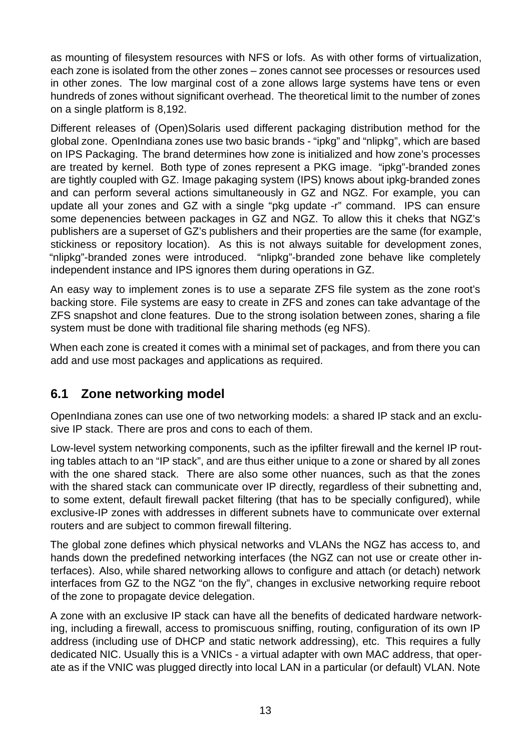as mounting of filesystem resources with NFS or lofs. As with other forms of virtualization, each zone is isolated from the other zones – zones cannot see processes or resources used in other zones. The low marginal cost of a zone allows large systems have tens or even hundreds of zones without significant overhead. The theoretical limit to the number of zones on a single platform is 8,192.

Different releases of (Open)Solaris used different packaging distribution method for the global zone. OpenIndiana zones use two basic brands - "ipkg" and "nlipkg", which are based on IPS Packaging. The brand determines how zone is initialized and how zone's processes are treated by kernel. Both type of zones represent a PKG image. "ipkg"-branded zones are tightly coupled with GZ. Image pakaging system (IPS) knows about ipkg-branded zones and can perform several actions simultaneously in GZ and NGZ. For example, you can update all your zones and GZ with a single "pkg update -r" command. IPS can ensure some depenencies between packages in GZ and NGZ. To allow this it cheks that NGZ's publishers are a superset of GZ's publishers and their properties are the same (for example, stickiness or repository location). As this is not always suitable for development zones, "nlipkg"-branded zones were introduced. "nlipkg"-branded zone behave like completely independent instance and IPS ignores them during operations in GZ.

An easy way to implement zones is to use a separate ZFS file system as the zone root's backing store. File systems are easy to create in ZFS and zones can take advantage of the ZFS snapshot and clone features. Due to the strong isolation between zones, sharing a file system must be done with traditional file sharing methods (eg NFS).

When each zone is created it comes with a minimal set of packages, and from there you can add and use most packages and applications as required.

## 6.1 Zone networking model

OpenIndiana zones can use one of two networking models: a shared IP stack and an exclusive IP stack. There are pros and cons to each of them.

Low-level system networking components, such as the ipfilter firewall and the kernel IP routing tables attach to an "IP stack", and are thus either unique to a zone or shared by all zones with the one shared stack. There are also some other nuances, such as that the zones with the shared stack can communicate over IP directly, regardless of their subnetting and, to some extent, default firewall packet filtering (that has to be specially configured), while exclusive-IP zones with addresses in different subnets have to communicate over external routers and are subject to common firewall filtering.

The global zone defines which physical networks and VLANs the NGZ has access to, and hands down the predefined networking interfaces (the NGZ can not use or create other interfaces). Also, while shared networking allows to configure and attach (or detach) network interfaces from GZ to the NGZ "on the fly", changes in exclusive networking require reboot of the zone to propagate device delegation.

A zone with an exclusive IP stack can have all the benefits of dedicated hardware networking, including a firewall, access to promiscuous sniffing, routing, configuration of its own IP address (including use of DHCP and static network addressing), etc. This requires a fully dedicated NIC. Usually this is a VNICs - a virtual adapter with own MAC address, that operate as if the VNIC was plugged directly into local LAN in a particular (or default) VLAN. Note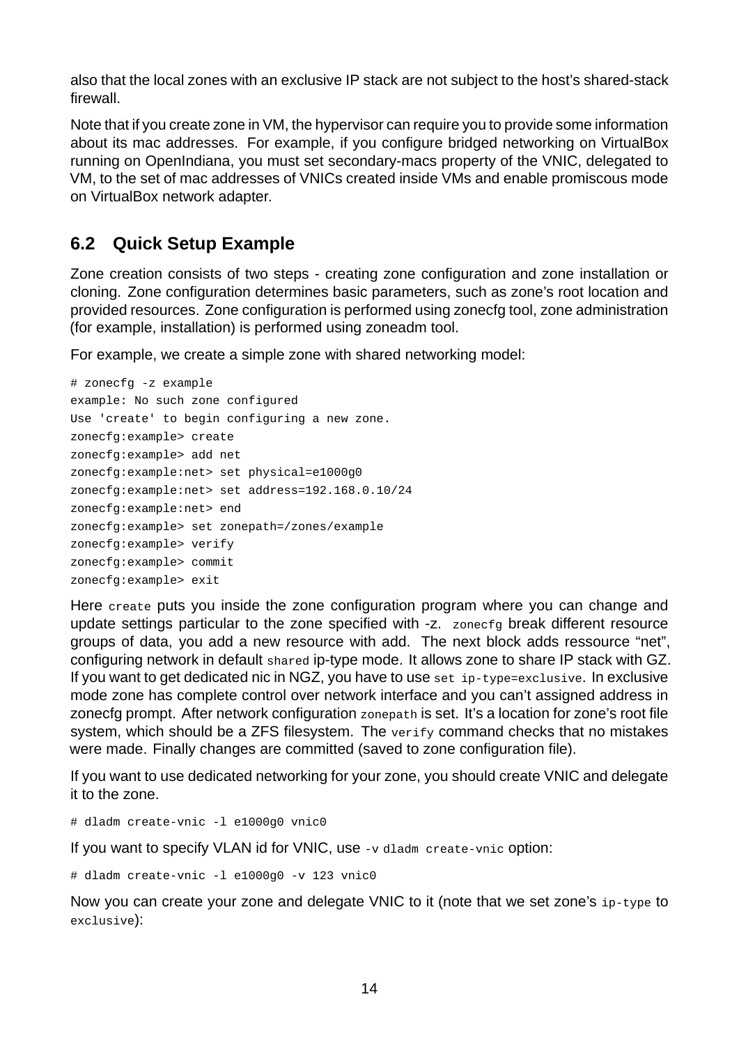also that the local zones with an exclusive IP stack are not subject to the host's shared-stack firewall.

Note that if you create zone in VM, the hypervisor can require you to provide some information about its mac addresses. For example, if you configure bridged networking on VirtualBox running on OpenIndiana, you must set secondary-macs property of the VNIC, delegated to VM, to the set of mac addresses of VNICs created inside VMs and enable promiscous mode on VirtualBox network adapter.

## 6.2 Quick Setup Example

Zone creation consists of two steps - creating zone configuration and zone installation or cloning. Zone configuration determines basic parameters, such as zone's root location and provided resources. Zone configuration is performed using zonecfg tool, zone administration (for example, installation) is performed using zoneadm tool.

For example, we create a simple zone with shared networking model:

```
# zonecfg -z example
example: No such zone configured
Use 'create' to begin configuring a new zone.
zonecfg:example> create
zonecfg:example> add net
zonecfg:example:net> set physical=e1000g0
zonecfg:example:net> set address=192.168.0.10/24
zonecfg:example:net> end
zonecfg:example> set zonepath=/zones/example
zonecfg:example> verify
zonecfg:example> commit
zonecfg:example> exit
```

Here `create` puts you inside the zone configuration program where you can change and update settings particular to the zone specified with -z. `zonecfg` break different resource groups of data, you add a new resource with add. The next block adds ressource "net", configuring network in default `shared` ip-type mode. It allows zone to share IP stack with GZ. If you want to get dedicated nic in NGZ, you have to use `set ip-type=exclusive`. In exclusive mode zone has complete control over network interface and you can't assigned address in zonecfg prompt. After network configuration `zonepath` is set. It's a location for zone's root file system, which should be a ZFS filesystem. The `verify` command checks that no mistakes were made. Finally changes are committed (saved to zone configuration file).

If you want to use dedicated networking for your zone, you should create VNIC and delegate it to the zone.

```
# dladm create-vnic -l e1000g0 vnic0
```

If you want to specify VLAN id for VNIC, use `-v dladm create-vnic` option:

```
# dladm create-vnic -l e1000g0 -v 123 vnic0
```

Now you can create your zone and delegate VNIC to it (note that we set zone's `ip-type` to `exclusive`):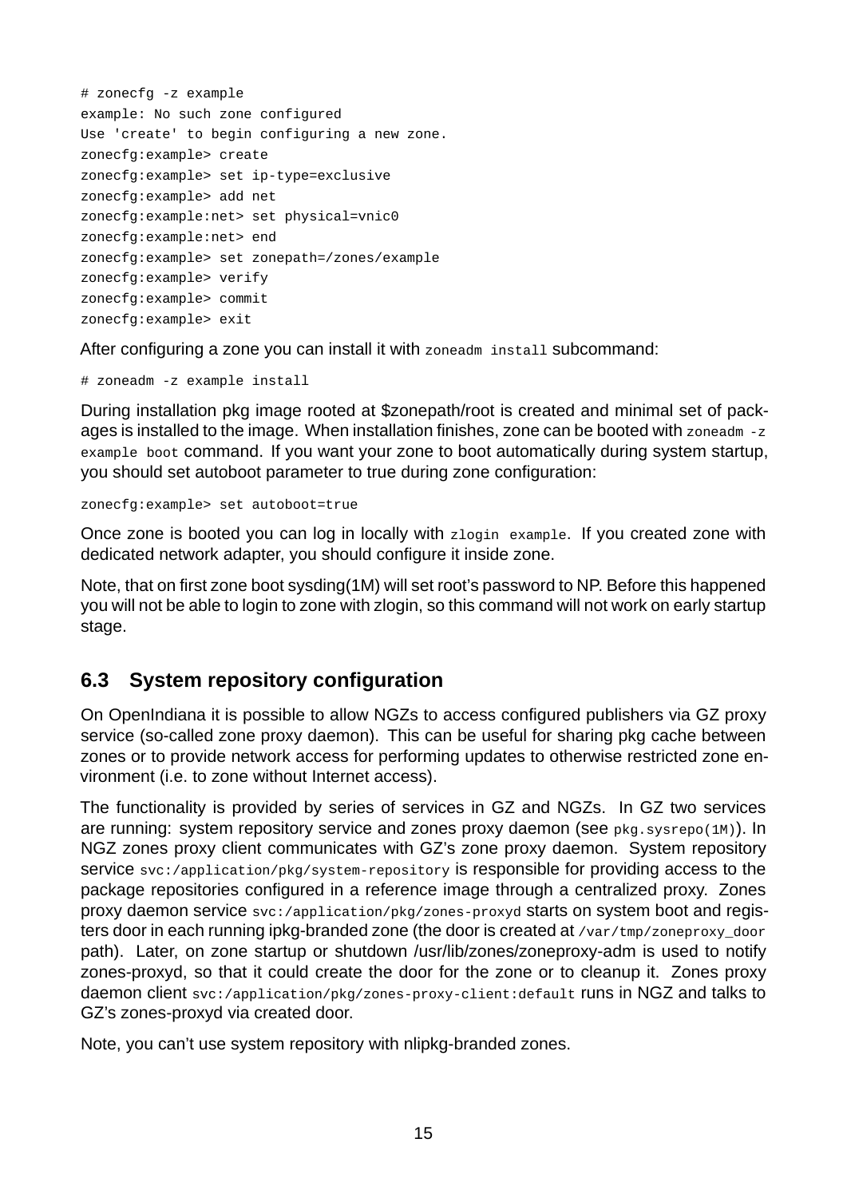```
# zonecfg -z example
example: No such zone configured
Use 'create' to begin configuring a new zone.
zonecfg:example> create
zonecfg:example> set ip-type=exclusive
zonecfg:example> add net
zonecfg:example:net> set physical=vnic0
zonecfg:example:net> end
zonecfg:example> set zonepath=/zones/example
zonecfg:example> verify
zonecfg:example> commit
zonecfg:example> exit
```

After configuring a zone you can install it with `zoneadm install` subcommand:

```
# zoneadm -z example install
```

During installation pkg image rooted at $zonepath/root is created and minimal set of packages is installed to the image. When installation finishes, zone can be booted with `zoneadm -z example boot` command. If you want your zone to boot automatically during system startup, you should set autoboot parameter to true during zone configuration:

```
zonecfg:example> set autoboot=true
```

Once zone is booted you can log in locally with `zlogin example`. If you created zone with dedicated network adapter, you should configure it inside zone.

Note, that on first zone boot sysding(1M) will set root's password to NP. Before this happened you will not be able to login to zone with zlogin, so this command will not work on early startup stage.

## 6.3 System repository configuration

On OpenIndiana it is possible to allow NGZs to access configured publishers via GZ proxy service (so-called zone proxy daemon). This can be useful for sharing pkg cache between zones or to provide network access for performing updates to otherwise restricted zone environment (i.e. to zone without Internet access).

The functionality is provided by series of services in GZ and NGZs. In GZ two services are running: system repository service and zones proxy daemon (see `pkg.sysrepo(1M)`). In NGZ zones proxy client communicates with GZ's zone proxy daemon. System repository service `svc:/application/pkg/system-repository` is responsible for providing access to the package repositories configured in a reference image through a centralized proxy. Zones proxy daemon service `svc:/application/pkg/zones-proxyd` starts on system boot and registers door in each running ipkg-branded zone (the door is created at `/var/tmp/zoneproxy_door` path). Later, on zone startup or shutdown /usr/lib/zones/zoneproxy-adm is used to notify zones-proxyd, so that it could create the door for the zone or to cleanup it. Zones proxy daemon client `svc:/application/pkg/zones-proxy-client:default` runs in NGZ and talks to GZ's zones-proxyd via created door.

Note, you can't use system repository with nlipkg-branded zones.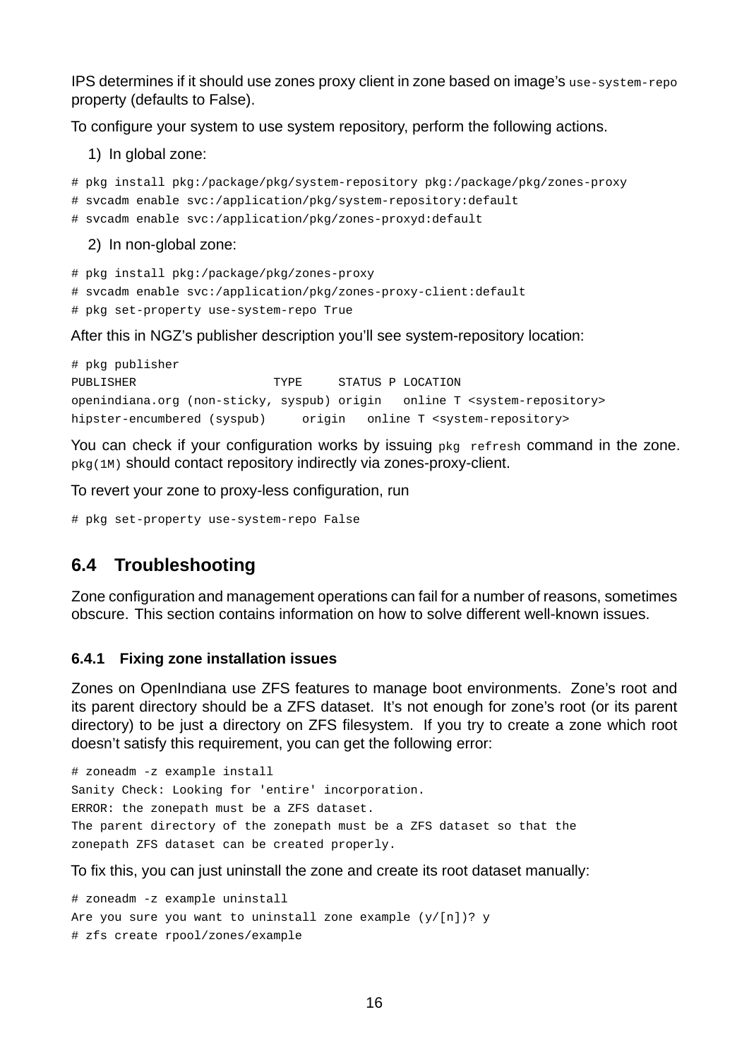IPS determines if it should use zones proxy client in zone based on image's `use-system-repo` property (defaults to False).

To configure your system to use system repository, perform the following actions.

1) In global zone:

```
# pkg install pkg:/package/pkg/system-repository pkg:/package/pkg/zones-proxy
# svcadm enable svc:/application/pkg/system-repository:default
# svcadm enable svc:/application/pkg/zones-proxyd:default
```

2) In non-global zone:

```
# pkg install pkg:/package/pkg/zones-proxy
# svcadm enable svc:/application/pkg/zones-proxy-client:default
# pkg set-property use-system-repo True
```

After this in NGZ's publisher description you'll see system-repository location:

```
# pkg publisher
PUBLISHER                   TYPE     STATUS P LOCATION
openindiana.org (non-sticky, syspub) origin   online T <system-repository>
hipster-encumbered (syspub)     origin   online T <system-repository>
```

You can check if your configuration works by issuing `pkg refresh` command in the zone. `pkg(1M)` should contact repository indirectly via zones-proxy-client.

To revert your zone to proxy-less configuration, run

```
# pkg set-property use-system-repo False
```

## 6.4 Troubleshooting

Zone configuration and management operations can fail for a number of reasons, sometimes obscure. This section contains information on how to solve different well-known issues.

### 6.4.1 Fixing zone installation issues

Zones on OpenIndiana use ZFS features to manage boot environments. Zone's root and its parent directory should be a ZFS dataset. It's not enough for zone's root (or its parent directory) to be just a directory on ZFS filesystem. If you try to create a zone which root doesn't satisfy this requirement, you can get the following error:

```
# zoneadm -z example install
Sanity Check: Looking for 'entire' incorporation.
ERROR: the zonepath must be a ZFS dataset.
The parent directory of the zonepath must be a ZFS dataset so that the
zonepath ZFS dataset can be created properly.
```

To fix this, you can just uninstall the zone and create its root dataset manually:

```
# zoneadm -z example uninstall
Are you sure you want to uninstall zone example (y/[n])? y
# zfs create rpool/zones/example
```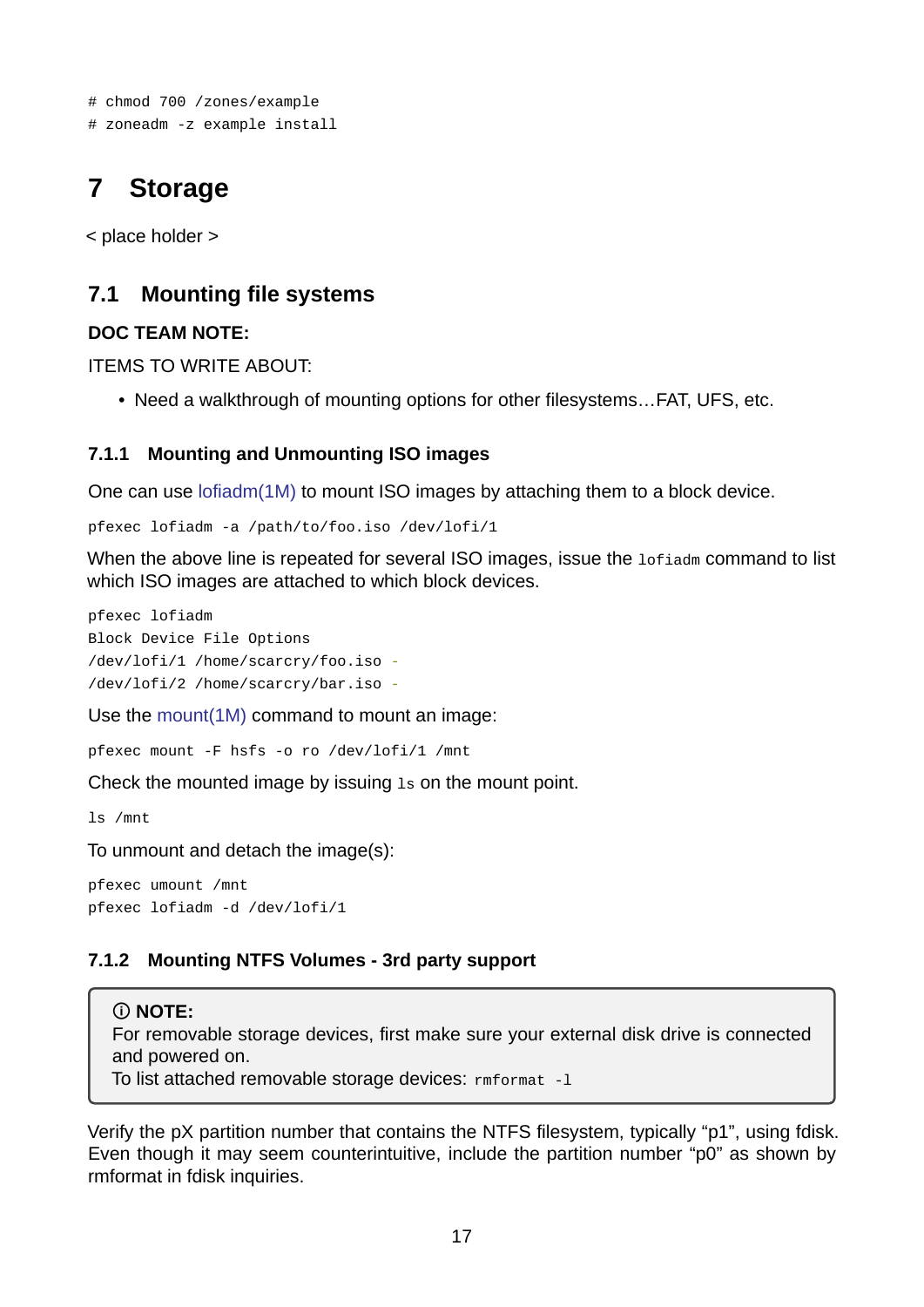```
# chmod 700 /zones/example
# zoneadm -z example install
```

# 7 Storage

< place holder >

## 7.1 Mounting file systems

**DOC TEAM NOTE:**

ITEMS TO WRITE ABOUT:

- Need a walkthrough of mounting options for other filesystems…FAT, UFS, etc.

### 7.1.1 Mounting and Unmounting ISO images

One can use lofiadm(1M) to mount ISO images by attaching them to a block device.

```
pfexec lofiadm -a /path/to/foo.iso /dev/lofi/1
```

When the above line is repeated for several ISO images, issue the `lofiadm` command to list which ISO images are attached to which block devices.

```
pfexec lofiadm
Block Device File Options
/dev/lofi/1 /home/scarcry/foo.iso -
/dev/lofi/2 /home/scarcry/bar.iso -
```

Use the mount(1M) command to mount an image:

```
pfexec mount -F hsfs -o ro /dev/lofi/1 /mnt
```

Check the mounted image by issuing `ls` on the mount point.

```
ls /mnt
```

To unmount and detach the image(s):

```
pfexec umount /mnt
pfexec lofiadm -d /dev/lofi/1
```

### 7.1.2 Mounting NTFS Volumes - 3rd party support

> ⓘ **NOTE:**
> For removable storage devices, first make sure your external disk drive is connected and powered on.
> To list attached removable storage devices: `rmformat -l`

Verify the pX partition number that contains the NTFS filesystem, typically "p1", using fdisk. Even though it may seem counterintuitive, include the partition number "p0" as shown by rmformat in fdisk inquiries.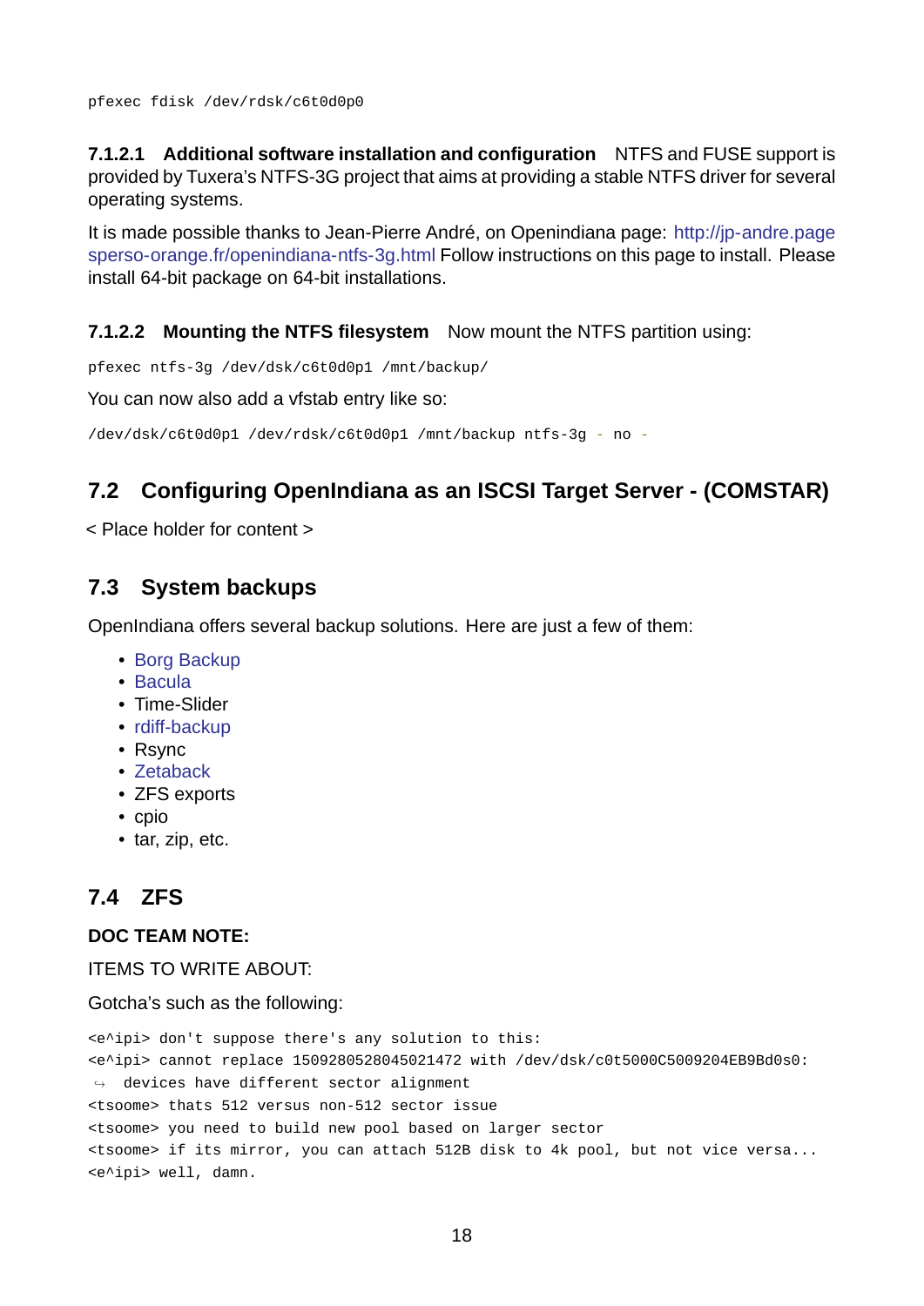```
pfexec fdisk /dev/rdsk/c6t0d0p0
```

#### 7.1.2.1 Additional software installation and configuration

NTFS and FUSE support is provided by Tuxera's NTFS-3G project that aims at providing a stable NTFS driver for several operating systems.

It is made possible thanks to Jean-Pierre André, on Openindiana page: http://jp-andre.pagesperso-orange.fr/openindiana-ntfs-3g.html Follow instructions on this page to install. Please install 64-bit package on 64-bit installations.

#### 7.1.2.2 Mounting the NTFS filesystem

Now mount the NTFS partition using:

```
pfexec ntfs-3g /dev/dsk/c6t0d0p1 /mnt/backup/
```

You can now also add a vfstab entry like so:

```
/dev/dsk/c6t0d0p1 /dev/rdsk/c6t0d0p1 /mnt/backup ntfs-3g - no -
```

## 7.2 Configuring OpenIndiana as an ISCSI Target Server - (COMSTAR)

< Place holder for content >

## 7.3 System backups

OpenIndiana offers several backup solutions. Here are just a few of them:

- Borg Backup
- Bacula
- Time-Slider
- rdiff-backup
- Rsync
- Zetaback
- ZFS exports
- cpio
- tar, zip, etc.

## 7.4 ZFS

**DOC TEAM NOTE:**

ITEMS TO WRITE ABOUT:

Gotcha's such as the following:

```
<e^ipi> don't suppose there's any solution to this:
<e^ipi> cannot replace 1509280528045021472 with /dev/dsk/c0t5000C5009204EB9Bd0s0:
↪ devices have different sector alignment
<tsoome> thats 512 versus non-512 sector issue
<tsoome> you need to build new pool based on larger sector
<tsoome> if its mirror, you can attach 512B disk to 4k pool, but not vice versa...
<e^ipi> well, damn.
```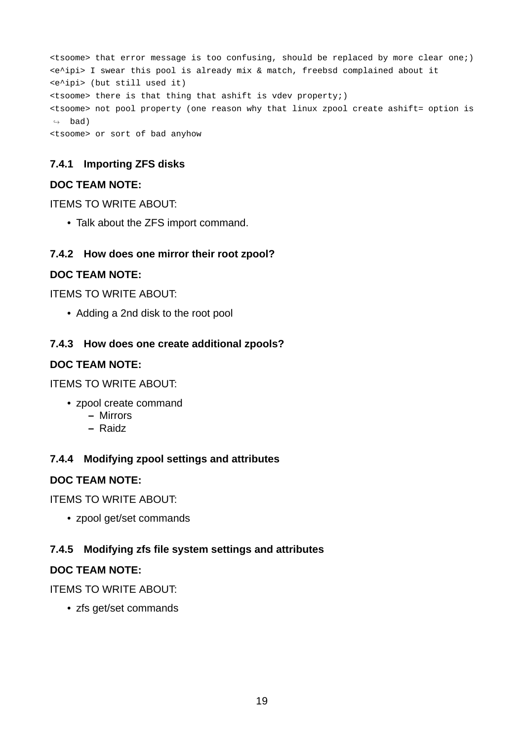```
<tsoome> that error message is too confusing, should be replaced by more clear one;)
<e^ipi> I swear this pool is already mix & match, freebsd complained about it
<e^ipi> (but still used it)
<tsoome> there is that thing that ashift is vdev property;)
<tsoome> not pool property (one reason why that linux zpool create ashift= option is
 ↪  bad)
<tsoome> or sort of bad anyhow
```

### 7.4.1 Importing ZFS disks

**DOC TEAM NOTE:**

ITEMS TO WRITE ABOUT:

- Talk about the ZFS import command.

### 7.4.2 How does one mirror their root zpool?

**DOC TEAM NOTE:**

ITEMS TO WRITE ABOUT:

- Adding a 2nd disk to the root pool

### 7.4.3 How does one create additional zpools?

**DOC TEAM NOTE:**

ITEMS TO WRITE ABOUT:

- zpool create command
  - Mirrors
  - Raidz

### 7.4.4 Modifying zpool settings and attributes

**DOC TEAM NOTE:**

ITEMS TO WRITE ABOUT:

- zpool get/set commands

### 7.4.5 Modifying zfs file system settings and attributes

**DOC TEAM NOTE:**

ITEMS TO WRITE ABOUT:

- zfs get/set commands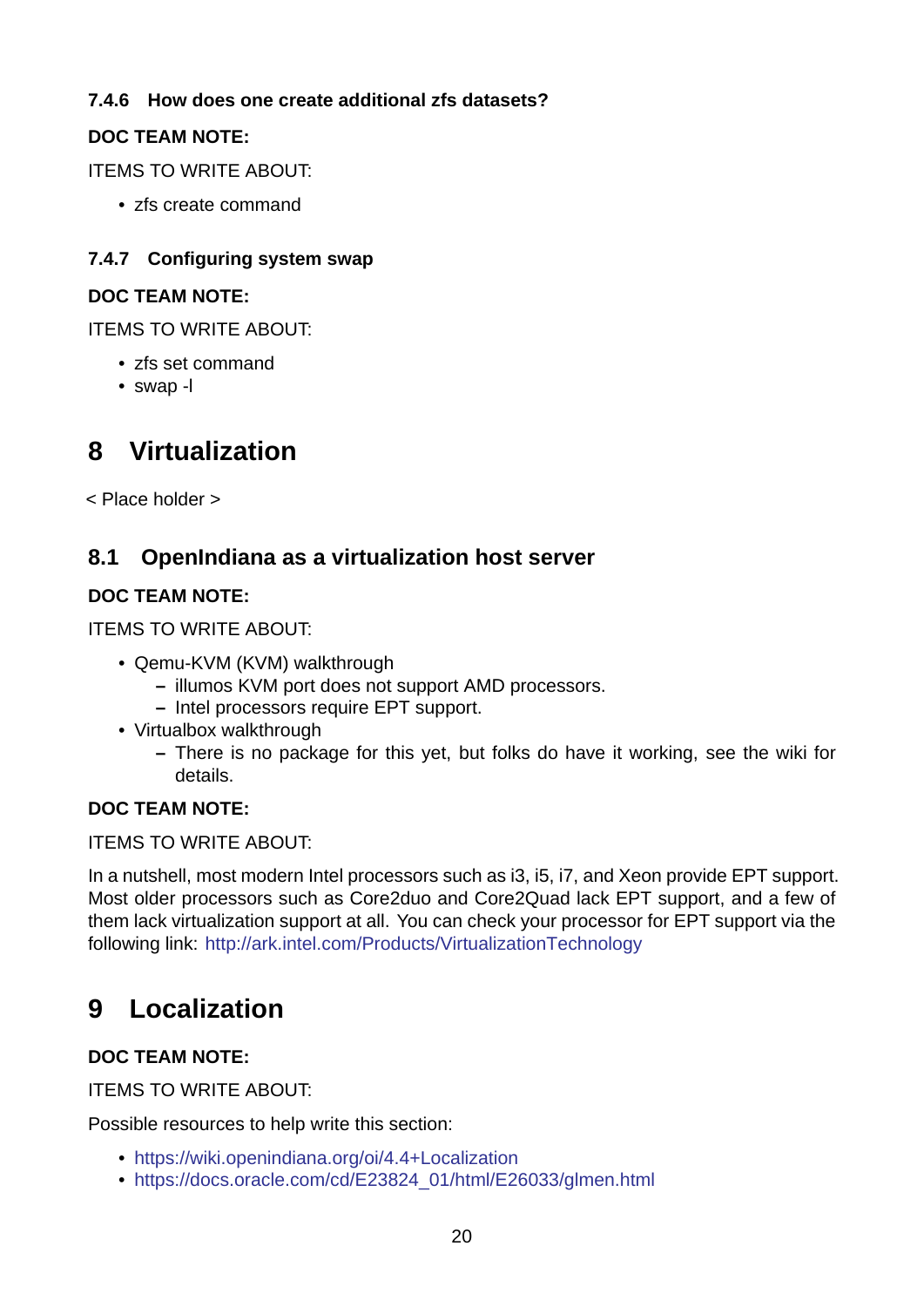#### 7.4.6 How does one create additional zfs datasets?

**DOC TEAM NOTE:**

ITEMS TO WRITE ABOUT:

- zfs create command

#### 7.4.7 Configuring system swap

**DOC TEAM NOTE:**

ITEMS TO WRITE ABOUT:

- zfs set command
- swap -l

# 8 Virtualization

< Place holder >

## 8.1 OpenIndiana as a virtualization host server

**DOC TEAM NOTE:**

ITEMS TO WRITE ABOUT:

- Qemu-KVM (KVM) walkthrough
  - illumos KVM port does not support AMD processors.
  - Intel processors require EPT support.
- Virtualbox walkthrough
  - There is no package for this yet, but folks do have it working, see the wiki for details.

**DOC TEAM NOTE:**

ITEMS TO WRITE ABOUT:

In a nutshell, most modern Intel processors such as i3, i5, i7, and Xeon provide EPT support. Most older processors such as Core2duo and Core2Quad lack EPT support, and a few of them lack virtualization support at all. You can check your processor for EPT support via the following link: http://ark.intel.com/Products/VirtualizationTechnology

# 9 Localization

**DOC TEAM NOTE:**

ITEMS TO WRITE ABOUT:

Possible resources to help write this section:

- https://wiki.openindiana.org/oi/4.4+Localization
- https://docs.oracle.com/cd/E23824_01/html/E26033/glmen.html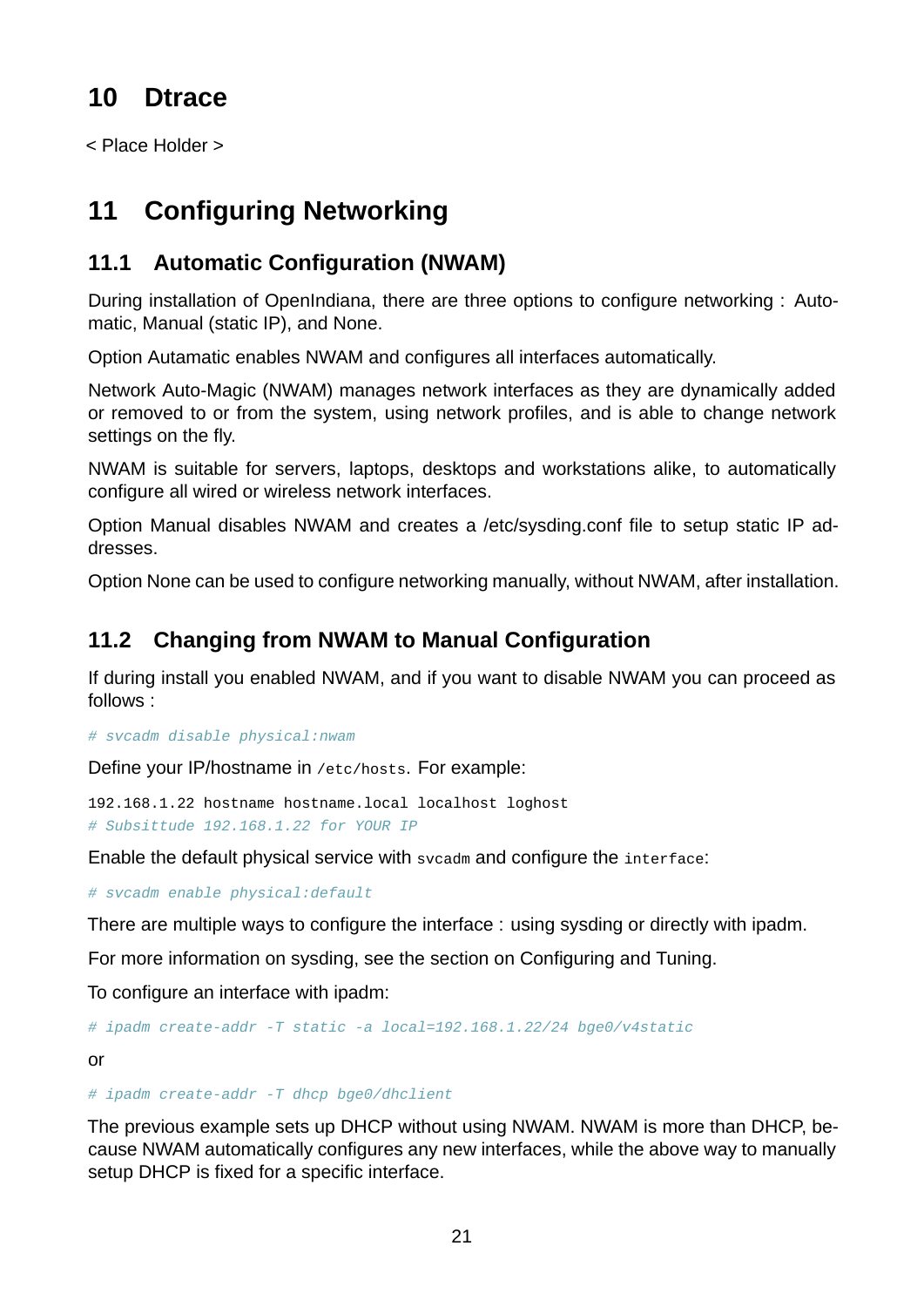# 10 Dtrace

< Place Holder >

# 11 Configuring Networking

## 11.1 Automatic Configuration (NWAM)

During installation of OpenIndiana, there are three options to configure networking : Automatic, Manual (static IP), and None.

Option Autamatic enables NWAM and configures all interfaces automatically.

Network Auto-Magic (NWAM) manages network interfaces as they are dynamically added or removed to or from the system, using network profiles, and is able to change network settings on the fly.

NWAM is suitable for servers, laptops, desktops and workstations alike, to automatically configure all wired or wireless network interfaces.

Option Manual disables NWAM and creates a /etc/sysding.conf file to setup static IP addresses.

Option None can be used to configure networking manually, without NWAM, after installation.

## 11.2 Changing from NWAM to Manual Configuration

If during install you enabled NWAM, and if you want to disable NWAM you can proceed as follows :

```
# svcadm disable physical:nwam
```

Define your IP/hostname in `/etc/hosts`. For example:

```
192.168.1.22 hostname hostname.local localhost loghost
# Subsittude 192.168.1.22 for YOUR IP
```

Enable the default physical service with `svcadm` and configure the `interface`:

```
# svcadm enable physical:default
```

There are multiple ways to configure the interface : using sysding or directly with ipadm.

For more information on sysding, see the section on Configuring and Tuning.

To configure an interface with ipadm:

```
# ipadm create-addr -T static -a local=192.168.1.22/24 bge0/v4static
```

or

```
# ipadm create-addr -T dhcp bge0/dhclient
```

The previous example sets up DHCP without using NWAM. NWAM is more than DHCP, because NWAM automatically configures any new interfaces, while the above way to manually setup DHCP is fixed for a specific interface.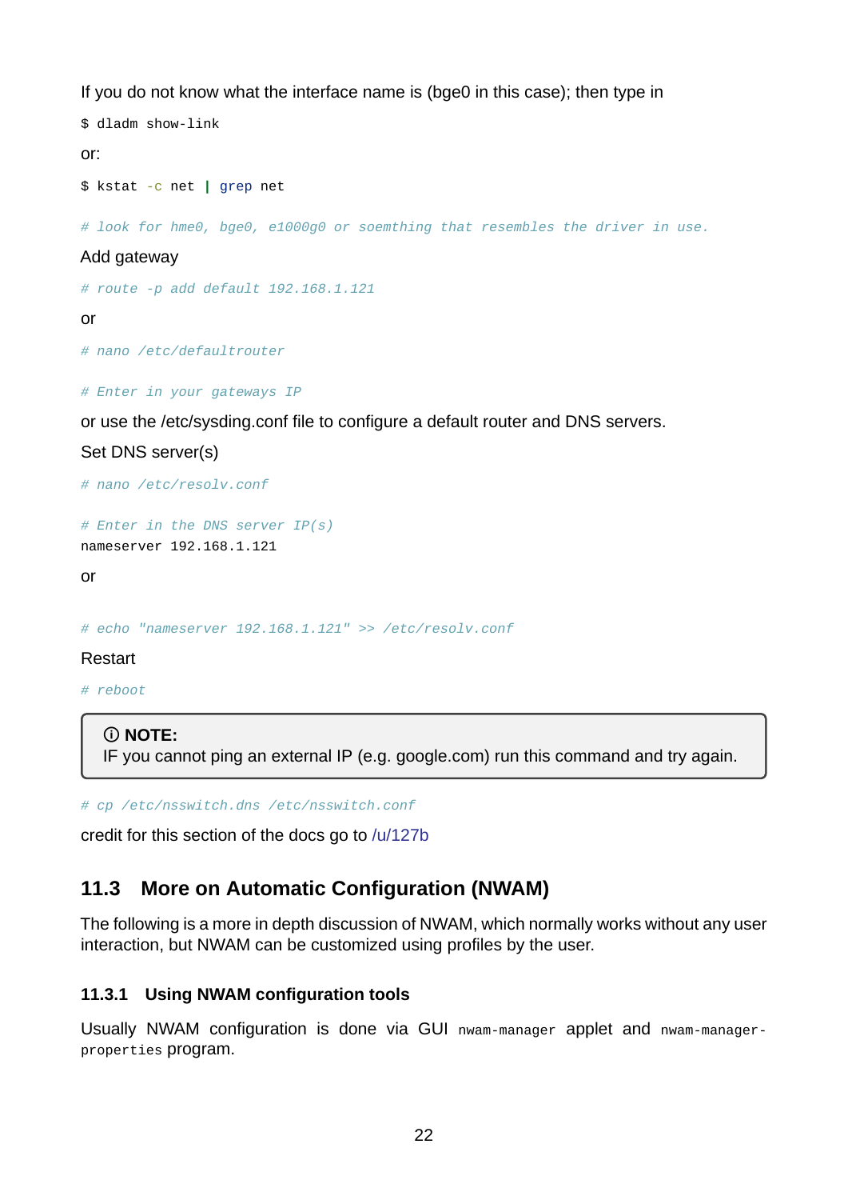If you do not know what the interface name is (bge0 in this case); then type in

```
$ dladm show-link
```

or:

```
$ kstat -c net | grep net
```

```
# look for hme0, bge0, e1000g0 or soemthing that resembles the driver in use.
```

Add gateway

```
# route -p add default 192.168.1.121
```

or

```
# nano /etc/defaultrouter

# Enter in your gateways IP
```

or use the /etc/sysding.conf file to configure a default router and DNS servers.

Set DNS server(s)

```
# nano /etc/resolv.conf

# Enter in the DNS server IP(s)
nameserver 192.168.1.121
```

or

```
# echo "nameserver 192.168.1.121" >> /etc/resolv.conf
```

Restart

```
# reboot
```

> ⓘ **NOTE:**
> IF you cannot ping an external IP (e.g. google.com) run this command and try again.

```
# cp /etc/nsswitch.dns /etc/nsswitch.conf
```

credit for this section of the docs go to /u/127b

## 11.3 More on Automatic Configuration (NWAM)

The following is a more in depth discussion of NWAM, which normally works without any user interaction, but NWAM can be customized using profiles by the user.

### 11.3.1 Using NWAM configuration tools

Usually NWAM configuration is done via GUI `nwam-manager` applet and `nwam-manager-properties` program.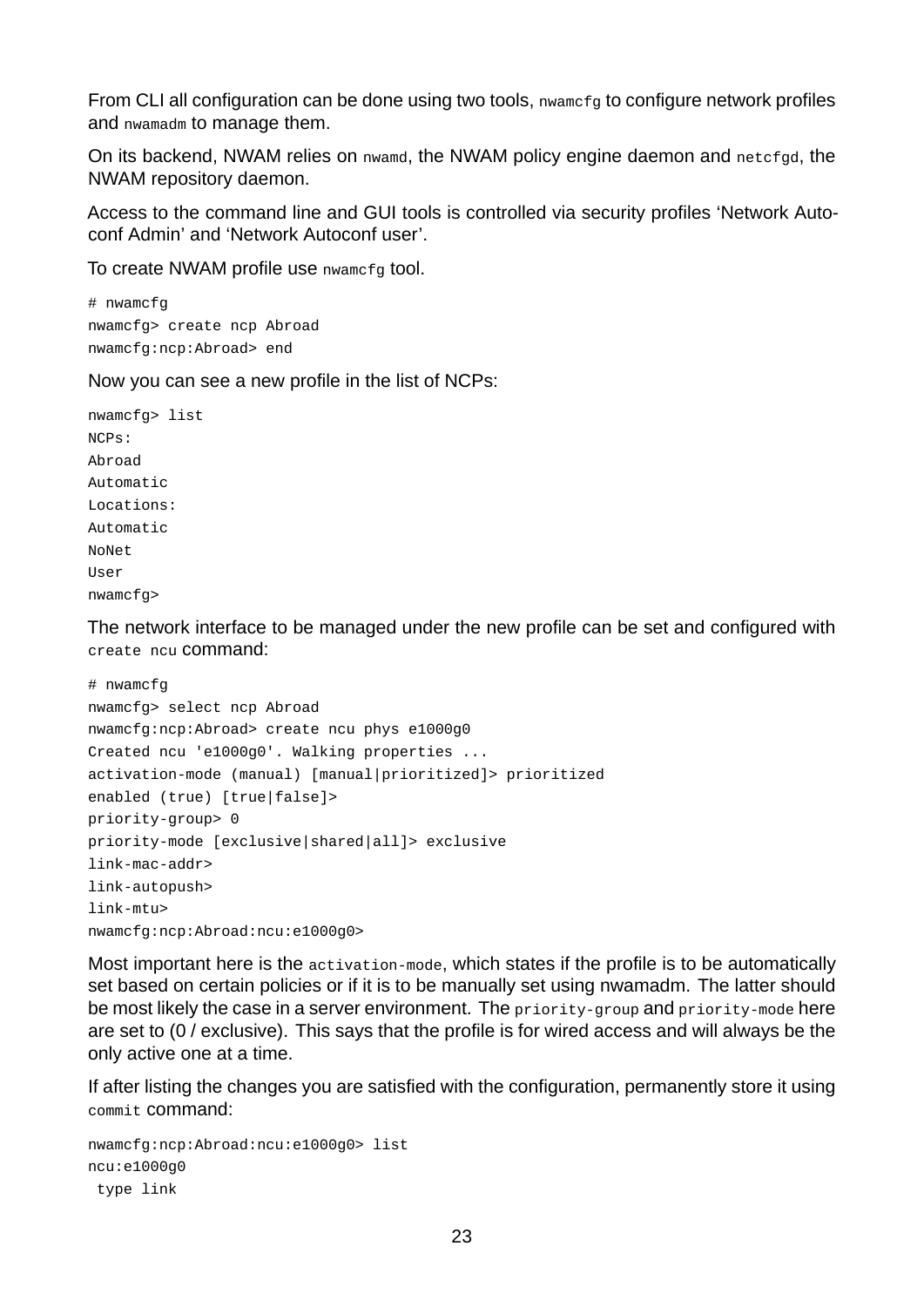From CLI all configuration can be done using two tools, `nwamcfg` to configure network profiles and `nwamadm` to manage them.

On its backend, NWAM relies on `nwamd`, the NWAM policy engine daemon and `netcfgd`, the NWAM repository daemon.

Access to the command line and GUI tools is controlled via security profiles 'Network Auto-conf Admin' and 'Network Autoconf user'.

To create NWAM profile use `nwamcfg` tool.

```
# nwamcfg
nwamcfg> create ncp Abroad
nwamcfg:ncp:Abroad> end
```

Now you can see a new profile in the list of NCPs:

```
nwamcfg> list
NCPs:
Abroad
Automatic
Locations:
Automatic
NoNet
User
nwamcfg>
```

The network interface to be managed under the new profile can be set and configured with `create ncu` command:

```
# nwamcfg
nwamcfg> select ncp Abroad
nwamcfg:ncp:Abroad> create ncu phys e1000g0
Created ncu 'e1000g0'. Walking properties ...
activation-mode (manual) [manual|prioritized]> prioritized
enabled (true) [true|false]>
priority-group> 0
priority-mode [exclusive|shared|all]> exclusive
link-mac-addr>
link-autopush>
link-mtu>
nwamcfg:ncp:Abroad:ncu:e1000g0>
```

Most important here is the `activation-mode`, which states if the profile is to be automatically set based on certain policies or if it is to be manually set using nwamadm. The latter should be most likely the case in a server environment. The `priority-group` and `priority-mode` here are set to (0 / exclusive). This says that the profile is for wired access and will always be the only active one at a time.

If after listing the changes you are satisfied with the configuration, permanently store it using `commit` command:

```
nwamcfg:ncp:Abroad:ncu:e1000g0> list
ncu:e1000g0
 type link
```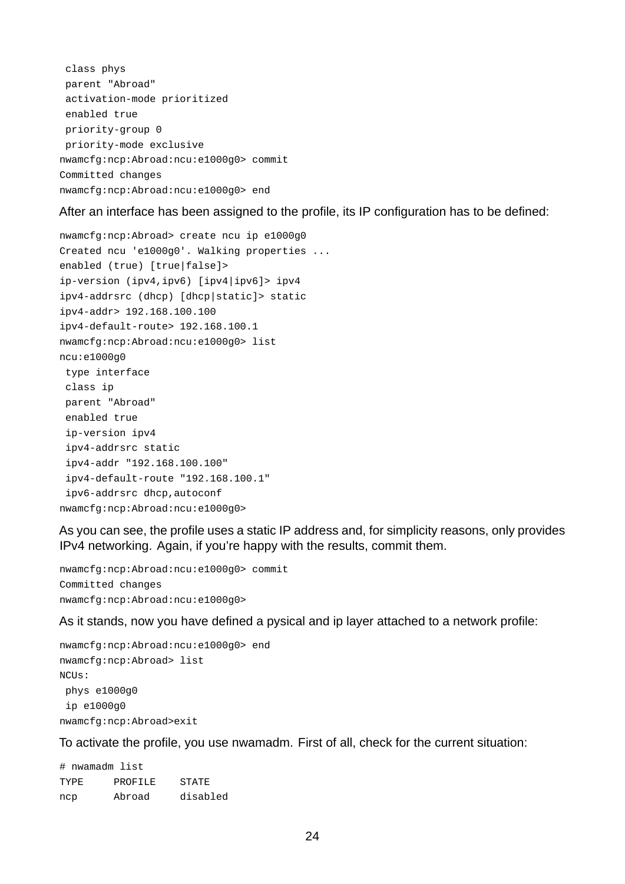```
 class phys
 parent "Abroad"
 activation-mode prioritized
 enabled true
 priority-group 0
 priority-mode exclusive
nwamcfg:ncp:Abroad:ncu:e1000g0> commit
Committed changes
nwamcfg:ncp:Abroad:ncu:e1000g0> end
```

After an interface has been assigned to the profile, its IP configuration has to be defined:

```
nwamcfg:ncp:Abroad> create ncu ip e1000g0
Created ncu 'e1000g0'. Walking properties ...
enabled (true) [true|false]>
ip-version (ipv4,ipv6) [ipv4|ipv6]> ipv4
ipv4-addrsrc (dhcp) [dhcp|static]> static
ipv4-addr> 192.168.100.100
ipv4-default-route> 192.168.100.1
nwamcfg:ncp:Abroad:ncu:e1000g0> list
ncu:e1000g0
 type interface
 class ip
 parent "Abroad"
 enabled true
 ip-version ipv4
 ipv4-addrsrc static
 ipv4-addr "192.168.100.100"
 ipv4-default-route "192.168.100.1"
 ipv6-addrsrc dhcp,autoconf
nwamcfg:ncp:Abroad:ncu:e1000g0>
```

As you can see, the profile uses a static IP address and, for simplicity reasons, only provides IPv4 networking. Again, if you're happy with the results, commit them.

```
nwamcfg:ncp:Abroad:ncu:e1000g0> commit
Committed changes
nwamcfg:ncp:Abroad:ncu:e1000g0>
```

As it stands, now you have defined a pysical and ip layer attached to a network profile:

```
nwamcfg:ncp:Abroad:ncu:e1000g0> end
nwamcfg:ncp:Abroad> list
NCUs:
 phys e1000g0
 ip e1000g0
nwamcfg:ncp:Abroad>exit
```

To activate the profile, you use nwamadm. First of all, check for the current situation:

```
# nwamadm list
TYPE     PROFILE    STATE
ncp      Abroad     disabled
```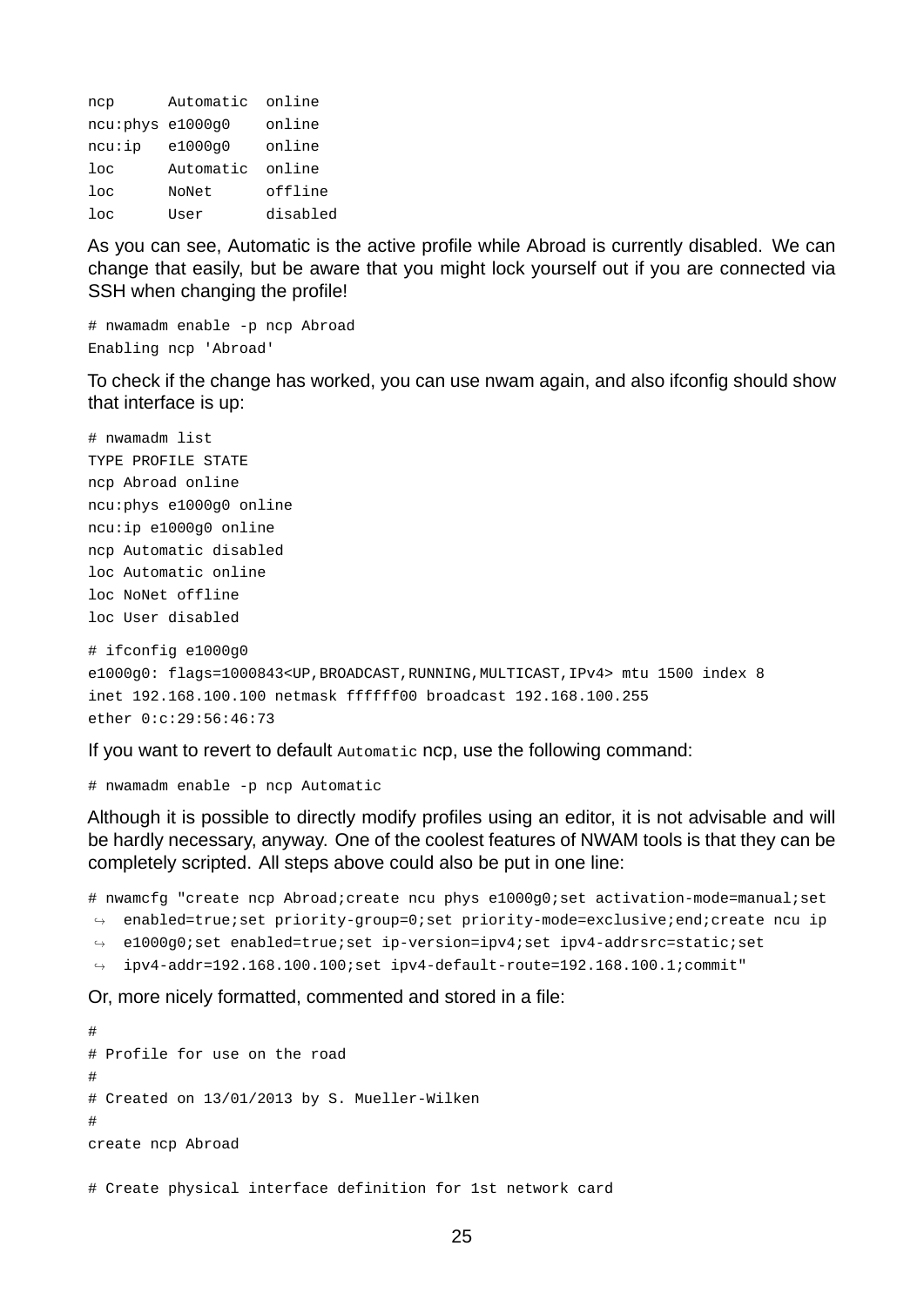```
ncp      Automatic  online
ncu:phys e1000g0    online
ncu:ip   e1000g0    online
loc      Automatic  online
loc      NoNet      offline
loc      User       disabled
```

As you can see, Automatic is the active profile while Abroad is currently disabled. We can change that easily, but be aware that you might lock yourself out if you are connected via SSH when changing the profile!

```
# nwamadm enable -p ncp Abroad
Enabling ncp 'Abroad'
```

To check if the change has worked, you can use nwam again, and also ifconfig should show that interface is up:

```
# nwamadm list
TYPE PROFILE STATE
ncp Abroad online
ncu:phys e1000g0 online
ncu:ip e1000g0 online
ncp Automatic disabled
loc Automatic online
loc NoNet offline
loc User disabled
```

```
# ifconfig e1000g0
e1000g0: flags=1000843<UP,BROADCAST,RUNNING,MULTICAST,IPv4> mtu 1500 index 8
inet 192.168.100.100 netmask ffffff00 broadcast 192.168.100.255
ether 0:c:29:56:46:73
```

If you want to revert to default `Automatic` ncp, use the following command:

```
# nwamadm enable -p ncp Automatic
```

Although it is possible to directly modify profiles using an editor, it is not advisable and will be hardly necessary, anyway. One of the coolest features of NWAM tools is that they can be completely scripted. All steps above could also be put in one line:

```
# nwamcfg "create ncp Abroad;create ncu phys e1000g0;set activation-mode=manual;set
 ↪  enabled=true;set priority-group=0;set priority-mode=exclusive;end;create ncu ip
 ↪  e1000g0;set enabled=true;set ip-version=ipv4;set ipv4-addrsrc=static;set
 ↪  ipv4-addr=192.168.100.100;set ipv4-default-route=192.168.100.1;commit"
```

Or, more nicely formatted, commented and stored in a file:

```
#
# Profile for use on the road
#
# Created on 13/01/2013 by S. Mueller-Wilken
#
create ncp Abroad

# Create physical interface definition for 1st network card
```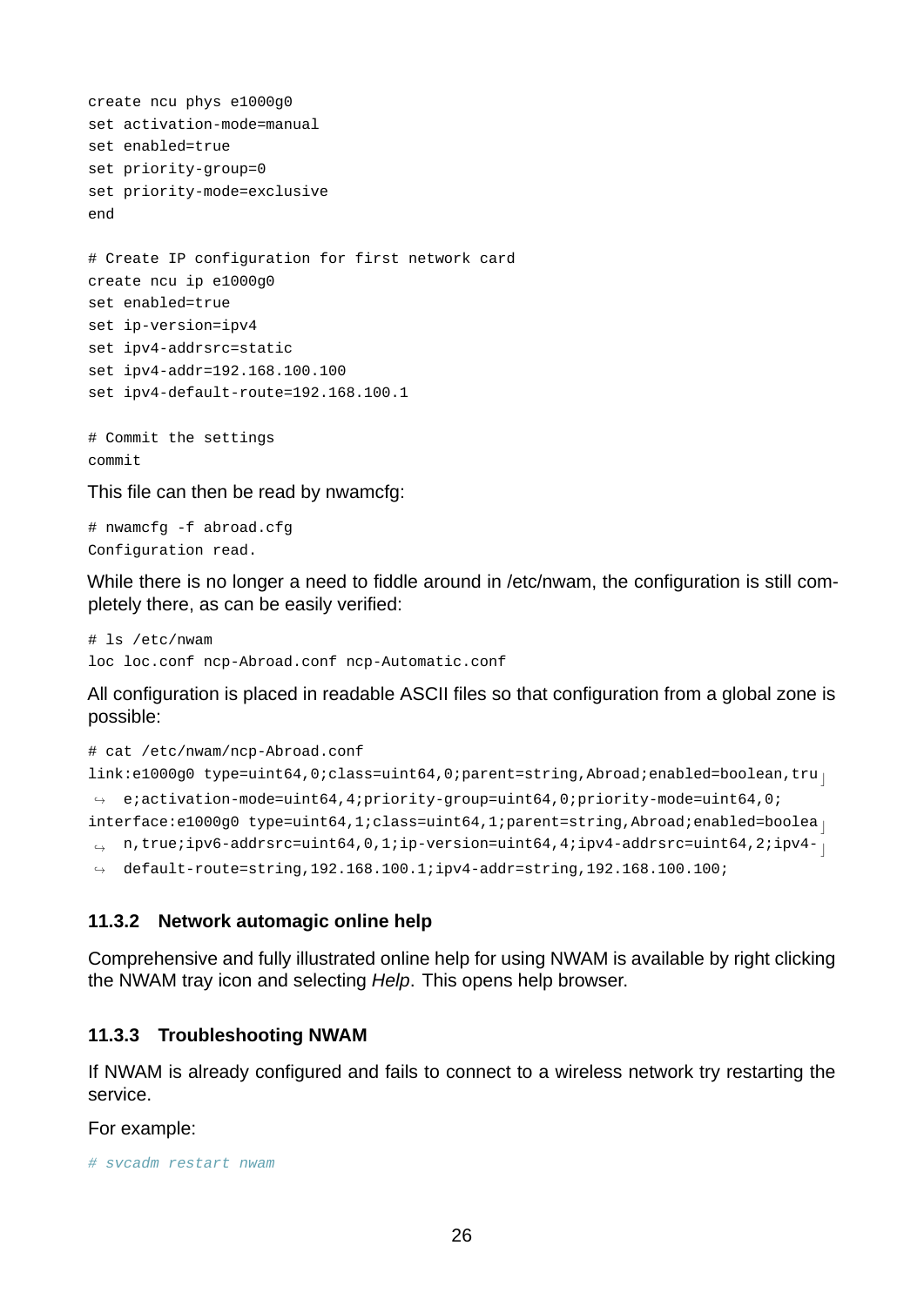```
create ncu phys e1000g0
set activation-mode=manual
set enabled=true
set priority-group=0
set priority-mode=exclusive
end

# Create IP configuration for first network card
create ncu ip e1000g0
set enabled=true
set ip-version=ipv4
set ipv4-addrsrc=static
set ipv4-addr=192.168.100.100
set ipv4-default-route=192.168.100.1

# Commit the settings
commit
```

This file can then be read by nwamcfg:

```
# nwamcfg -f abroad.cfg
Configuration read.
```

While there is no longer a need to fiddle around in /etc/nwam, the configuration is still completely there, as can be easily verified:

```
# ls /etc/nwam
loc loc.conf ncp-Abroad.conf ncp-Automatic.conf
```

All configuration is placed in readable ASCII files so that configuration from a global zone is possible:

```
# cat /etc/nwam/ncp-Abroad.conf
link:e1000g0 type=uint64,0;class=uint64,0;parent=string,Abroad;enabled=boolean,true;activation-mode=uint64,4;priority-group=uint64,0;priority-mode=uint64,0;
interface:e1000g0 type=uint64,1;class=uint64,1;parent=string,Abroad;enabled=boolean,true;ipv6-addrsrc=uint64,0,1;ip-version=uint64,4;ipv4-addrsrc=uint64,2;ipv4-default-route=string,192.168.100.1;ipv4-addr=string,192.168.100.100;
```

### 11.3.2 Network automagic online help

Comprehensive and fully illustrated online help for using NWAM is available by right clicking the NWAM tray icon and selecting *Help*. This opens help browser.

### 11.3.3 Troubleshooting NWAM

If NWAM is already configured and fails to connect to a wireless network try restarting the service.

For example:

```
# svcadm restart nwam
```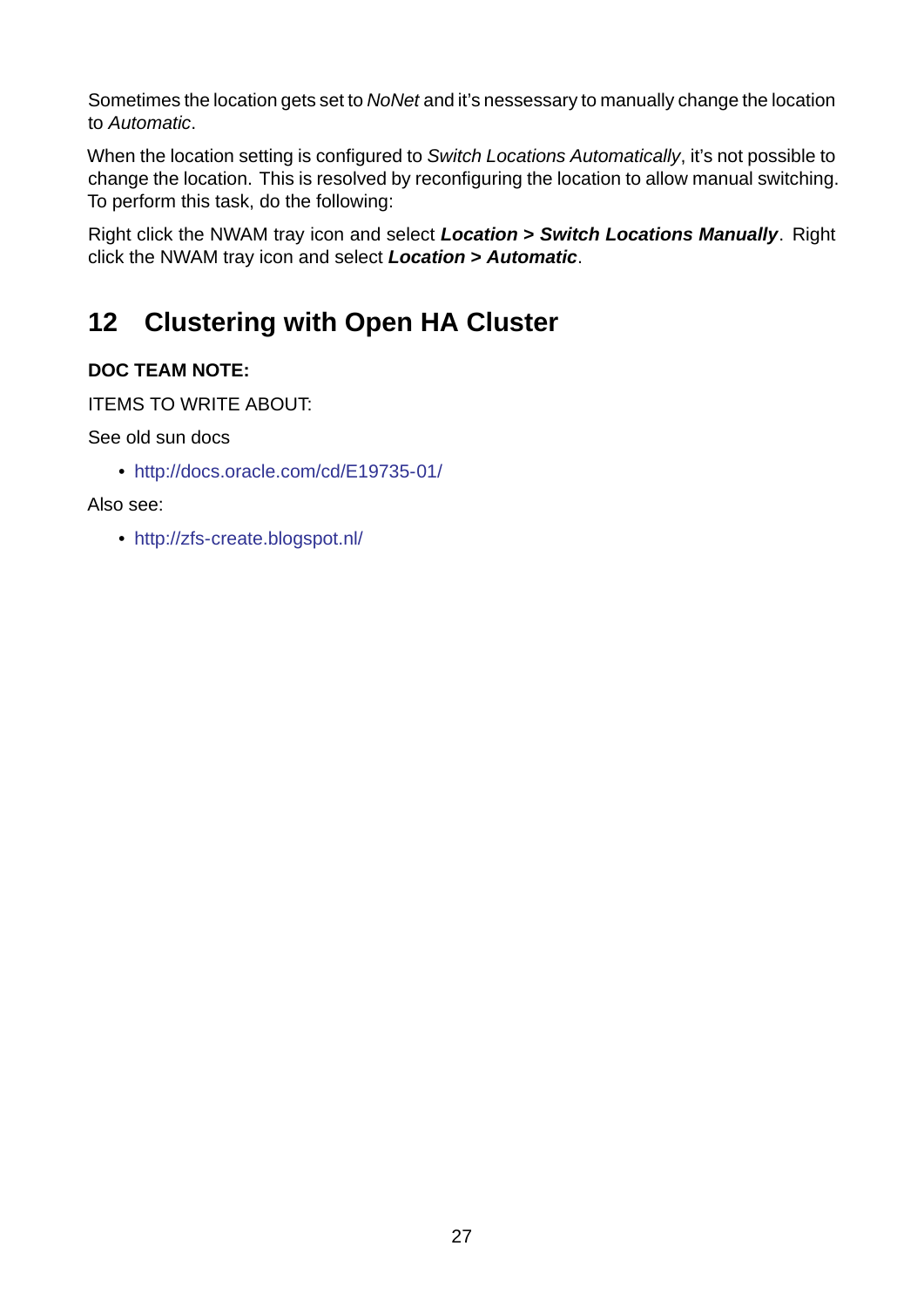Sometimes the location gets set to *NoNet* and it's nessessary to manually change the location to *Automatic*.

When the location setting is configured to *Switch Locations Automatically*, it's not possible to change the location. This is resolved by reconfiguring the location to allow manual switching. To perform this task, do the following:

Right click the NWAM tray icon and select ***Location > Switch Locations Manually***. Right click the NWAM tray icon and select ***Location > Automatic***.

# 12 Clustering with Open HA Cluster

**DOC TEAM NOTE:**

ITEMS TO WRITE ABOUT:

See old sun docs

- http://docs.oracle.com/cd/E19735-01/

Also see:

- http://zfs-create.blogspot.nl/